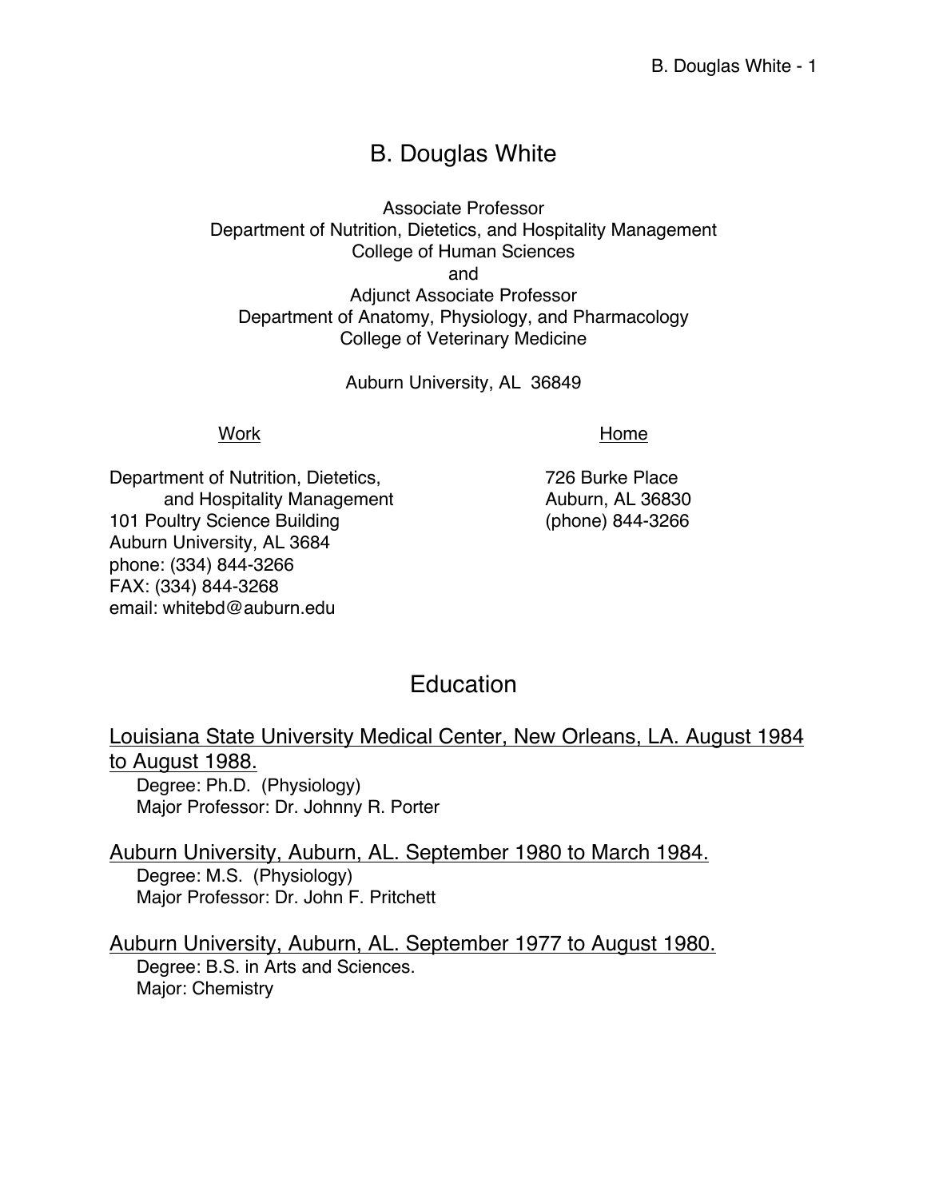# B. Douglas White

Associate Professor
Department of Nutrition, Dietetics, and Hospitality Management
College of Human Sciences
and
Adjunct Associate Professor
Department of Anatomy, Physiology, and Pharmacology
College of Veterinary Medicine

Auburn University, AL 36849

**Work**

Department of Nutrition, Dietetics,
and Hospitality Management
101 Poultry Science Building
Auburn University, AL 3684
phone: (334) 844-3266
FAX: (334) 844-3268
email: whitebd@auburn.edu

**Home**

726 Burke Place
Auburn, AL 36830
(phone) 844-3266

## Education

Louisiana State University Medical Center, New Orleans, LA. August 1984 to August 1988.
Degree: Ph.D. (Physiology)
Major Professor: Dr. Johnny R. Porter

Auburn University, Auburn, AL. September 1980 to March 1984.
Degree: M.S. (Physiology)
Major Professor: Dr. John F. Pritchett

Auburn University, Auburn, AL. September 1977 to August 1980.
Degree: B.S. in Arts and Sciences.
Major: Chemistry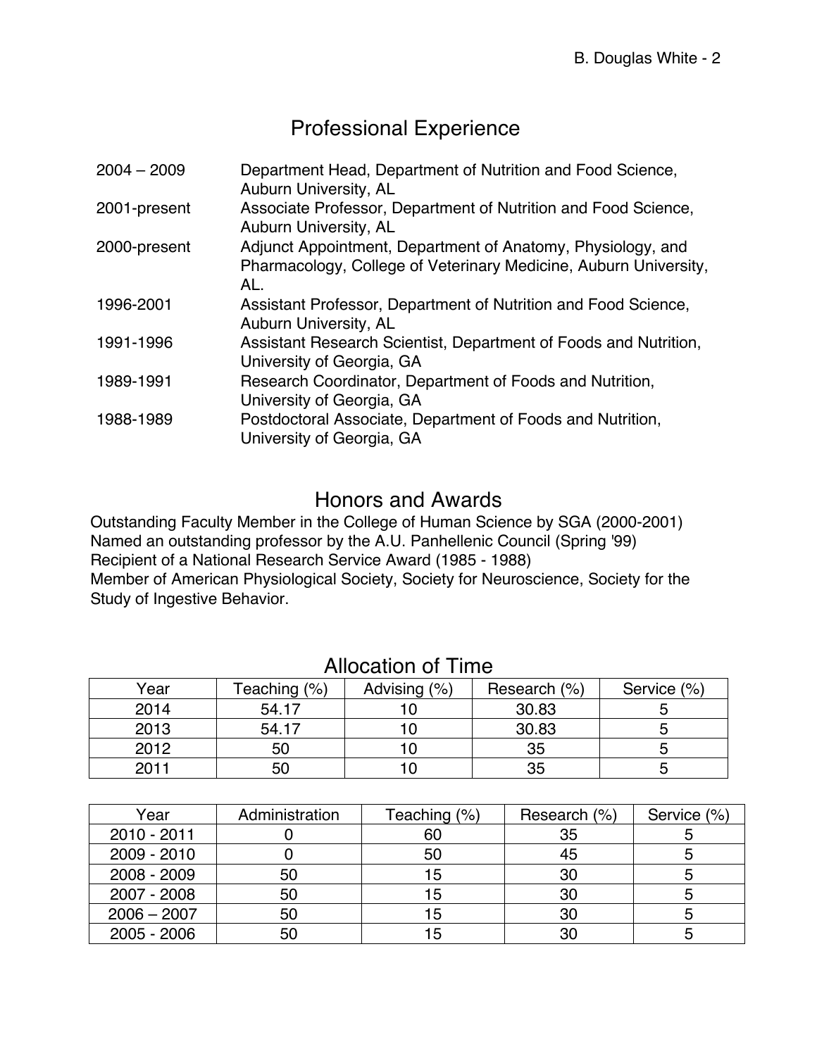## Professional Experience

| | |
|---|---|
| 2004 – 2009 | Department Head, Department of Nutrition and Food Science, Auburn University, AL |
| 2001-present | Associate Professor, Department of Nutrition and Food Science, Auburn University, AL |
| 2000-present | Adjunct Appointment, Department of Anatomy, Physiology, and Pharmacology, College of Veterinary Medicine, Auburn University, AL. |
| 1996-2001 | Assistant Professor, Department of Nutrition and Food Science, Auburn University, AL |
| 1991-1996 | Assistant Research Scientist, Department of Foods and Nutrition, University of Georgia, GA |
| 1989-1991 | Research Coordinator, Department of Foods and Nutrition, University of Georgia, GA |
| 1988-1989 | Postdoctoral Associate, Department of Foods and Nutrition, University of Georgia, GA |

## Honors and Awards

Outstanding Faculty Member in the College of Human Science by SGA (2000-2001)
Named an outstanding professor by the A.U. Panhellenic Council (Spring '99)
Recipient of a National Research Service Award (1985 - 1988)
Member of American Physiological Society, Society for Neuroscience, Society for the Study of Ingestive Behavior.

## Allocation of Time

| Year | Teaching (%) | Advising (%) | Research (%) | Service (%) |
|---|---|---|---|---|
| 2014 | 54.17 | 10 | 30.83 | 5 |
| 2013 | 54.17 | 10 | 30.83 | 5 |
| 2012 | 50 | 10 | 35 | 5 |
| 2011 | 50 | 10 | 35 | 5 |

| Year | Administration | Teaching (%) | Research (%) | Service (%) |
|---|---|---|---|---|
| 2010 - 2011 | 0 | 60 | 35 | 5 |
| 2009 - 2010 | 0 | 50 | 45 | 5 |
| 2008 - 2009 | 50 | 15 | 30 | 5 |
| 2007 - 2008 | 50 | 15 | 30 | 5 |
| 2006 – 2007 | 50 | 15 | 30 | 5 |
| 2005 - 2006 | 50 | 15 | 30 | 5 |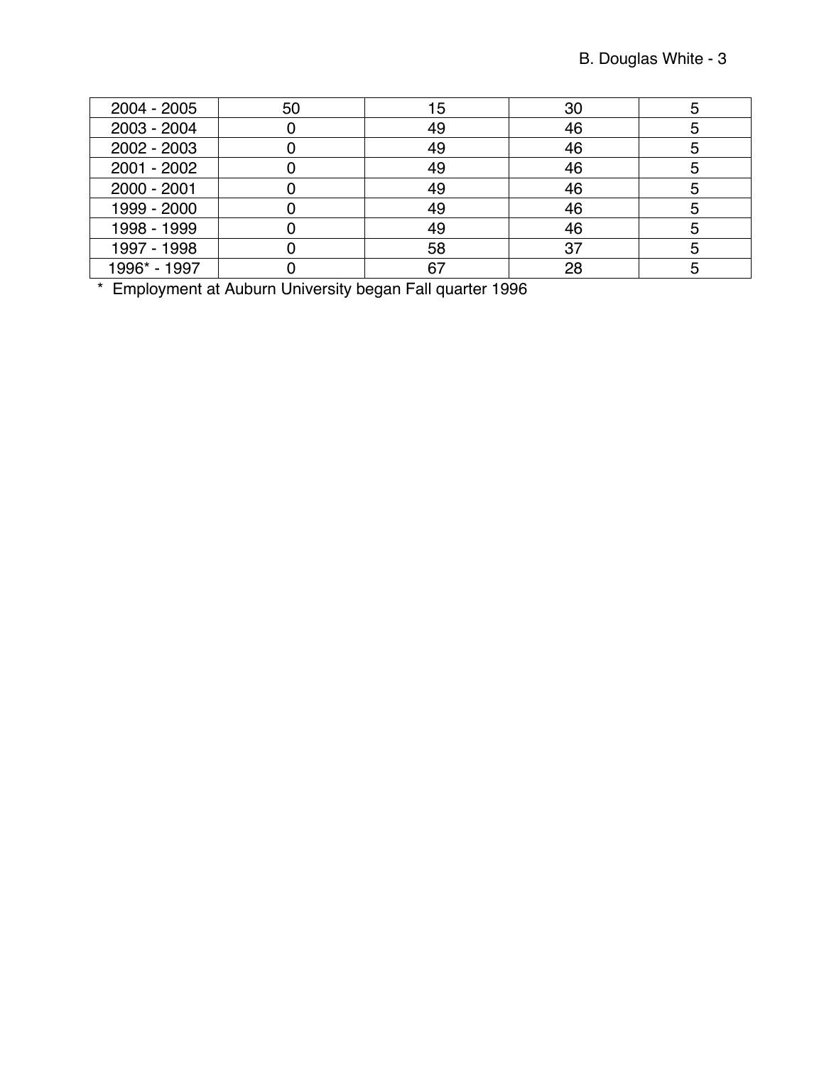| | | | | |
|---|---|---|---|---|
| 2004 - 2005 | 50 | 15 | 30 | 5 |
| 2003 - 2004 | 0 | 49 | 46 | 5 |
| 2002 - 2003 | 0 | 49 | 46 | 5 |
| 2001 - 2002 | 0 | 49 | 46 | 5 |
| 2000 - 2001 | 0 | 49 | 46 | 5 |
| 1999 - 2000 | 0 | 49 | 46 | 5 |
| 1998 - 1999 | 0 | 49 | 46 | 5 |
| 1997 - 1998 | 0 | 58 | 37 | 5 |
| 1996* - 1997 | 0 | 67 | 28 | 5 |

* Employment at Auburn University began Fall quarter 1996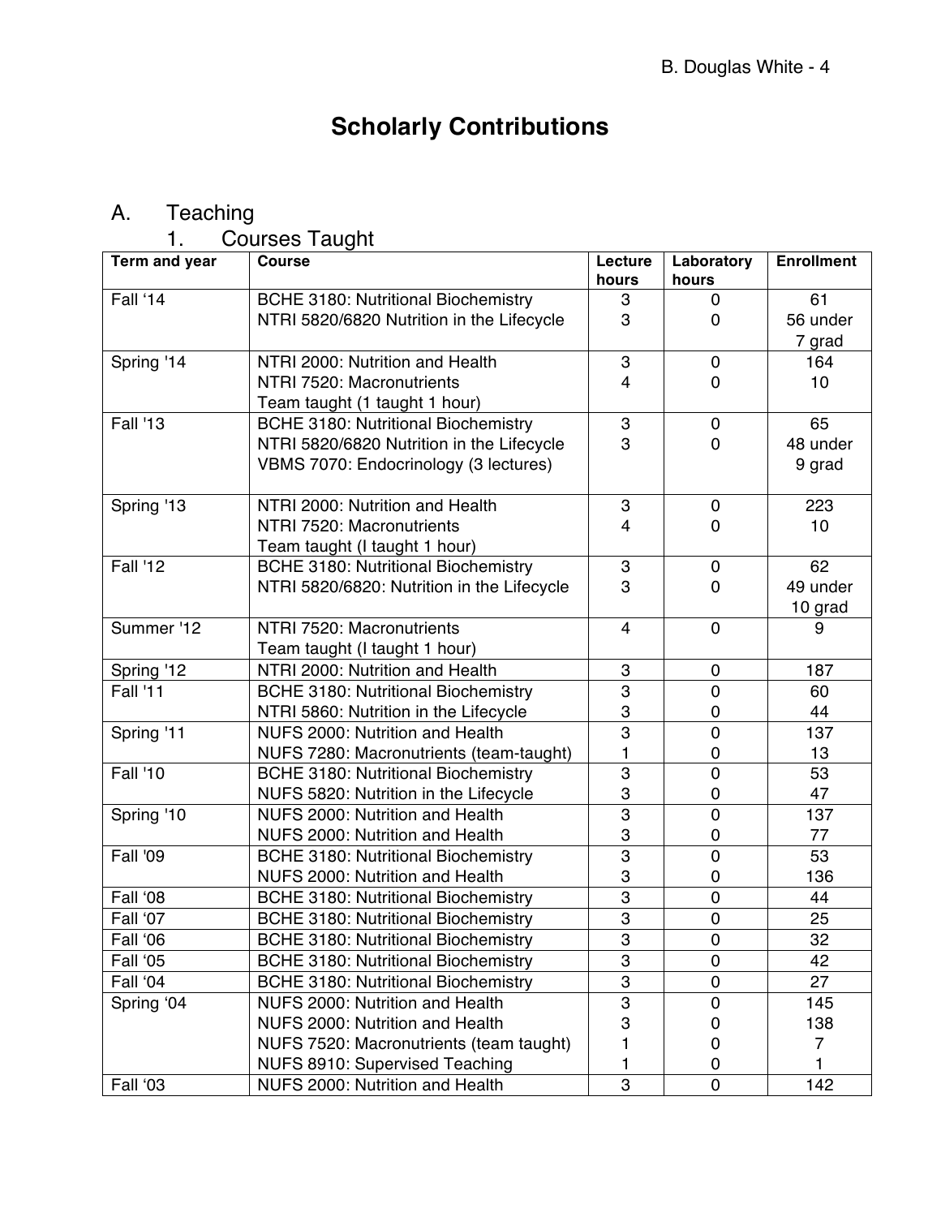# Scholarly Contributions

## A. Teaching

### 1. Courses Taught

| Term and year | Course | Lecture hours | Laboratory hours | Enrollment |
|---|---|---|---|---|
| Fall '14 | BCHE 3180: Nutritional Biochemistry<br>NTRI 5820/6820 Nutrition in the Lifecycle | 3<br>3 | 0<br>0 | 61<br>56 under<br>7 grad |
| Spring '14 | NTRI 2000: Nutrition and Health<br>NTRI 7520: Macronutrients<br>Team taught (1 taught 1 hour) | 3<br>4 | 0<br>0 | 164<br>10 |
| Fall '13 | BCHE 3180: Nutritional Biochemistry<br>NTRI 5820/6820 Nutrition in the Lifecycle<br>VBMS 7070: Endocrinology (3 lectures) | 3<br>3 | 0<br>0 | 65<br>48 under<br>9 grad |
| Spring '13 | NTRI 2000: Nutrition and Health<br>NTRI 7520: Macronutrients<br>Team taught (I taught 1 hour) | 3<br>4 | 0<br>0 | 223<br>10 |
| Fall '12 | BCHE 3180: Nutritional Biochemistry<br>NTRI 5820/6820: Nutrition in the Lifecycle | 3<br>3 | 0<br>0 | 62<br>49 under<br>10 grad |
| Summer '12 | NTRI 7520: Macronutrients<br>Team taught (I taught 1 hour) | 4 | 0 | 9 |
| Spring '12 | NTRI 2000: Nutrition and Health | 3 | 0 | 187 |
| Fall '11 | BCHE 3180: Nutritional Biochemistry<br>NTRI 5860: Nutrition in the Lifecycle | 3<br>3 | 0<br>0 | 60<br>44 |
| Spring '11 | NUFS 2000: Nutrition and Health<br>NUFS 7280: Macronutrients (team-taught) | 3<br>1 | 0<br>0 | 137<br>13 |
| Fall '10 | BCHE 3180: Nutritional Biochemistry<br>NUFS 5820: Nutrition in the Lifecycle | 3<br>3 | 0<br>0 | 53<br>47 |
| Spring '10 | NUFS 2000: Nutrition and Health<br>NUFS 2000: Nutrition and Health | 3<br>3 | 0<br>0 | 137<br>77 |
| Fall '09 | BCHE 3180: Nutritional Biochemistry<br>NUFS 2000: Nutrition and Health | 3<br>3 | 0<br>0 | 53<br>136 |
| Fall '08 | BCHE 3180: Nutritional Biochemistry | 3 | 0 | 44 |
| Fall '07 | BCHE 3180: Nutritional Biochemistry | 3 | 0 | 25 |
| Fall '06 | BCHE 3180: Nutritional Biochemistry | 3 | 0 | 32 |
| Fall '05 | BCHE 3180: Nutritional Biochemistry | 3 | 0 | 42 |
| Fall '04 | BCHE 3180: Nutritional Biochemistry | 3 | 0 | 27 |
| Spring '04 | NUFS 2000: Nutrition and Health<br>NUFS 2000: Nutrition and Health<br>NUFS 7520: Macronutrients (team taught)<br>NUFS 8910: Supervised Teaching | 3<br>3<br>1<br>1 | 0<br>0<br>0<br>0 | 145<br>138<br>7<br>1 |
| Fall '03 | NUFS 2000: Nutrition and Health | 3 | 0 | 142 |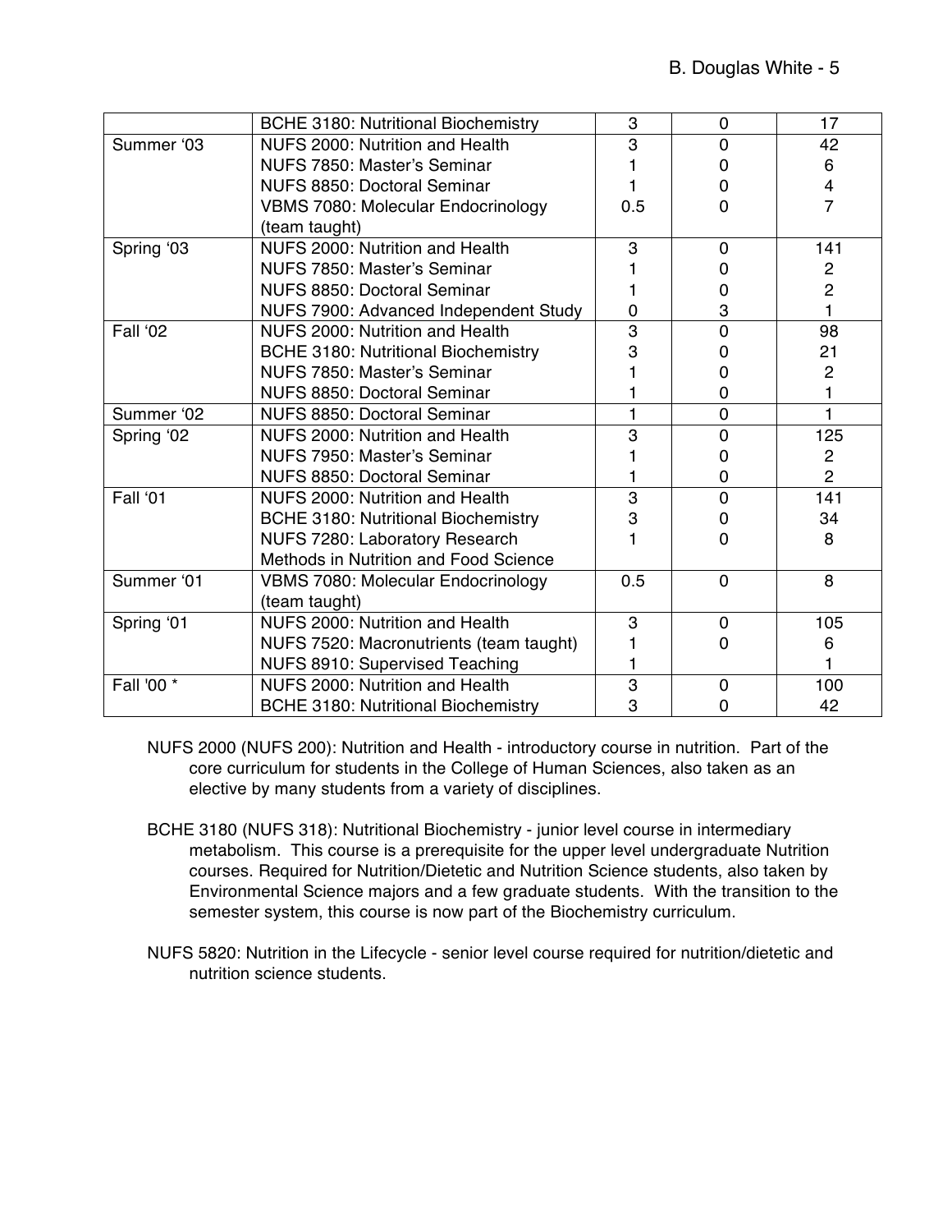| | | | | |
|---|---|---|---|---|
| | BCHE 3180: Nutritional Biochemistry | 3 | 0 | 17 |
| Summer '03 | NUFS 2000: Nutrition and Health<br>NUFS 7850: Master's Seminar<br>NUFS 8850: Doctoral Seminar<br>VBMS 7080: Molecular Endocrinology (team taught) | 3<br>1<br>1<br>0.5 | 0<br>0<br>0<br>0 | 42<br>6<br>4<br>7 |
| Spring '03 | NUFS 2000: Nutrition and Health<br>NUFS 7850: Master's Seminar<br>NUFS 8850: Doctoral Seminar<br>NUFS 7900: Advanced Independent Study | 3<br>1<br>1<br>0 | 0<br>0<br>0<br>3 | 141<br>2<br>2<br>1 |
| Fall '02 | NUFS 2000: Nutrition and Health<br>BCHE 3180: Nutritional Biochemistry<br>NUFS 7850: Master's Seminar<br>NUFS 8850: Doctoral Seminar | 3<br>3<br>1<br>1 | 0<br>0<br>0<br>0 | 98<br>21<br>2<br>1 |
| Summer '02 | NUFS 8850: Doctoral Seminar | 1 | 0 | 1 |
| Spring '02 | NUFS 2000: Nutrition and Health<br>NUFS 7950: Master's Seminar<br>NUFS 8850: Doctoral Seminar | 3<br>1<br>1 | 0<br>0<br>0 | 125<br>2<br>2 |
| Fall '01 | NUFS 2000: Nutrition and Health<br>BCHE 3180: Nutritional Biochemistry<br>NUFS 7280: Laboratory Research Methods in Nutrition and Food Science | 3<br>3<br>1 | 0<br>0<br>0 | 141<br>34<br>8 |
| Summer '01 | VBMS 7080: Molecular Endocrinology (team taught) | 0.5 | 0 | 8 |
| Spring '01 | NUFS 2000: Nutrition and Health<br>NUFS 7520: Macronutrients (team taught)<br>NUFS 8910: Supervised Teaching | 3<br>1<br>1 | 0<br>0<br> | 105<br>6<br>1 |
| Fall '00 * | NUFS 2000: Nutrition and Health<br>BCHE 3180: Nutritional Biochemistry | 3<br>3 | 0<br>0 | 100<br>42 |

NUFS 2000 (NUFS 200): Nutrition and Health - introductory course in nutrition. Part of the core curriculum for students in the College of Human Sciences, also taken as an elective by many students from a variety of disciplines.

BCHE 3180 (NUFS 318): Nutritional Biochemistry - junior level course in intermediary metabolism. This course is a prerequisite for the upper level undergraduate Nutrition courses. Required for Nutrition/Dietetic and Nutrition Science students, also taken by Environmental Science majors and a few graduate students. With the transition to the semester system, this course is now part of the Biochemistry curriculum.

NUFS 5820: Nutrition in the Lifecycle - senior level course required for nutrition/dietetic and nutrition science students.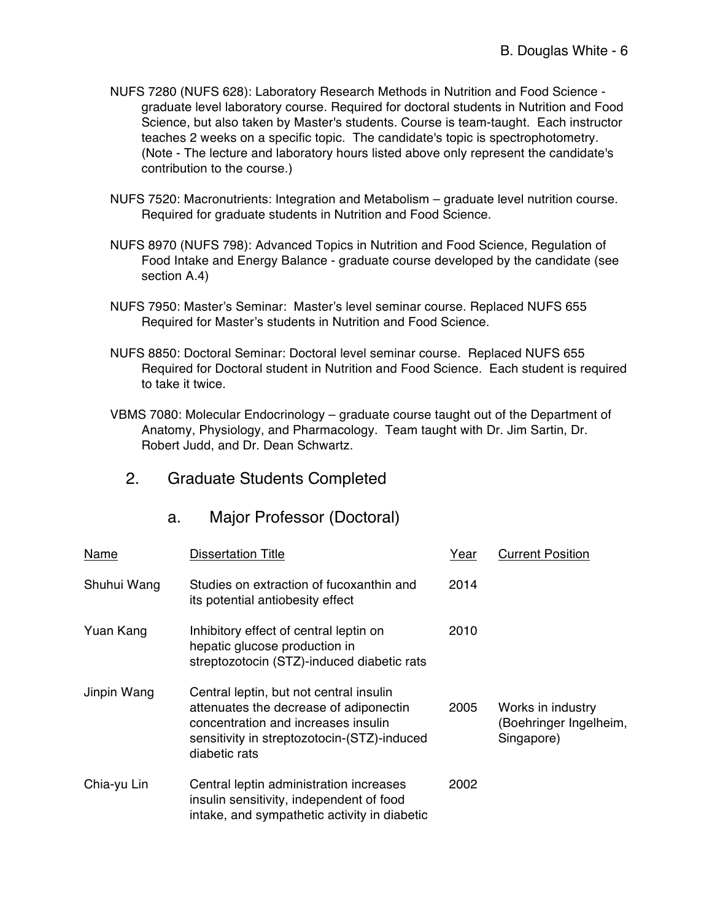NUFS 7280 (NUFS 628): Laboratory Research Methods in Nutrition and Food Science - graduate level laboratory course. Required for doctoral students in Nutrition and Food Science, but also taken by Master's students. Course is team-taught. Each instructor teaches 2 weeks on a specific topic. The candidate's topic is spectrophotometry. (Note - The lecture and laboratory hours listed above only represent the candidate's contribution to the course.)

NUFS 7520: Macronutrients: Integration and Metabolism – graduate level nutrition course. Required for graduate students in Nutrition and Food Science.

NUFS 8970 (NUFS 798): Advanced Topics in Nutrition and Food Science, Regulation of Food Intake and Energy Balance - graduate course developed by the candidate (see section A.4)

NUFS 7950: Master's Seminar: Master's level seminar course. Replaced NUFS 655 Required for Master's students in Nutrition and Food Science.

NUFS 8850: Doctoral Seminar: Doctoral level seminar course. Replaced NUFS 655 Required for Doctoral student in Nutrition and Food Science. Each student is required to take it twice.

VBMS 7080: Molecular Endocrinology – graduate course taught out of the Department of Anatomy, Physiology, and Pharmacology. Team taught with Dr. Jim Sartin, Dr. Robert Judd, and Dr. Dean Schwartz.

## 2. Graduate Students Completed

### a. Major Professor (Doctoral)

| Name | Dissertation Title | Year | Current Position |
|---|---|---|---|
| Shuhui Wang | Studies on extraction of fucoxanthin and its potential antiobesity effect | 2014 | |
| Yuan Kang | Inhibitory effect of central leptin on hepatic glucose production in streptozotocin (STZ)-induced diabetic rats | 2010 | |
| Jinpin Wang | Central leptin, but not central insulin attenuates the decrease of adiponectin concentration and increases insulin sensitivity in streptozotocin-(STZ)-induced diabetic rats | 2005 | Works in industry (Boehringer Ingelheim, Singapore) |
| Chia-yu Lin | Central leptin administration increases insulin sensitivity, independent of food intake, and sympathetic activity in diabetic | 2002 | |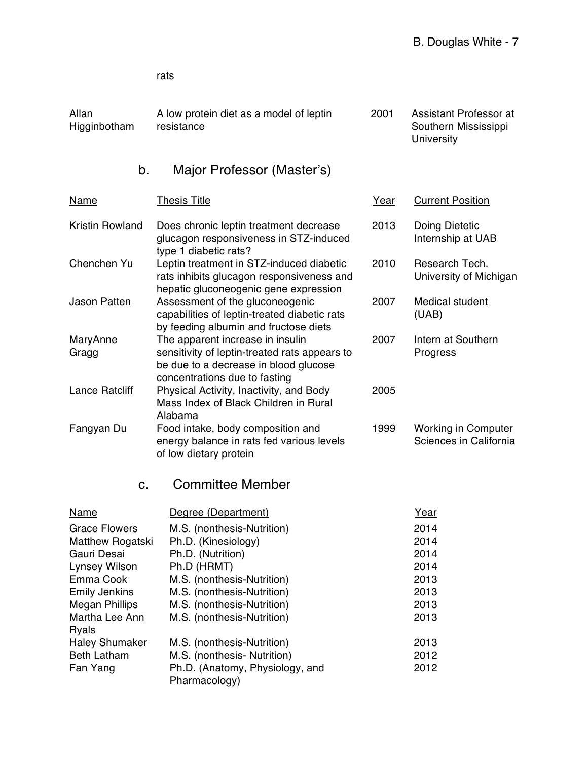| | rats | | |
|---|---|---|---|
| Allan Higginbotham | A low protein diet as a model of leptin resistance | 2001 | Assistant Professor at Southern Mississippi University |

### b. Major Professor (Master's)

| Name | Thesis Title | Year | Current Position |
|---|---|---|---|
| Kristin Rowland | Does chronic leptin treatment decrease glucagon responsiveness in STZ-induced type 1 diabetic rats? | 2013 | Doing Dietetic Internship at UAB |
| Chenchen Yu | Leptin treatment in STZ-induced diabetic rats inhibits glucagon responsiveness and hepatic gluconeogenic gene expression | 2010 | Research Tech. University of Michigan |
| Jason Patten | Assessment of the gluconeogenic capabilities of leptin-treated diabetic rats by feeding albumin and fructose diets | 2007 | Medical student (UAB) |
| MaryAnne Gragg | The apparent increase in insulin sensitivity of leptin-treated rats appears to be due to a decrease in blood glucose concentrations due to fasting | 2007 | Intern at Southern Progress |
| Lance Ratcliff | Physical Activity, Inactivity, and Body Mass Index of Black Children in Rural Alabama | 2005 | |
| Fangyan Du | Food intake, body composition and energy balance in rats fed various levels of low dietary protein | 1999 | Working in Computer Sciences in California |

### c. Committee Member

| Name | Degree (Department) | Year |
|---|---|---|
| Grace Flowers | M.S. (nonthesis-Nutrition) | 2014 |
| Matthew Rogatski | Ph.D. (Kinesiology) | 2014 |
| Gauri Desai | Ph.D. (Nutrition) | 2014 |
| Lynsey Wilson | Ph.D (HRMT) | 2014 |
| Emma Cook | M.S. (nonthesis-Nutrition) | 2013 |
| Emily Jenkins | M.S. (nonthesis-Nutrition) | 2013 |
| Megan Phillips | M.S. (nonthesis-Nutrition) | 2013 |
| Martha Lee Ann Ryals | M.S. (nonthesis-Nutrition) | 2013 |
| Haley Shumaker | M.S. (nonthesis-Nutrition) | 2013 |
| Beth Latham | M.S. (nonthesis- Nutrition) | 2012 |
| Fan Yang | Ph.D. (Anatomy, Physiology, and Pharmacology) | 2012 |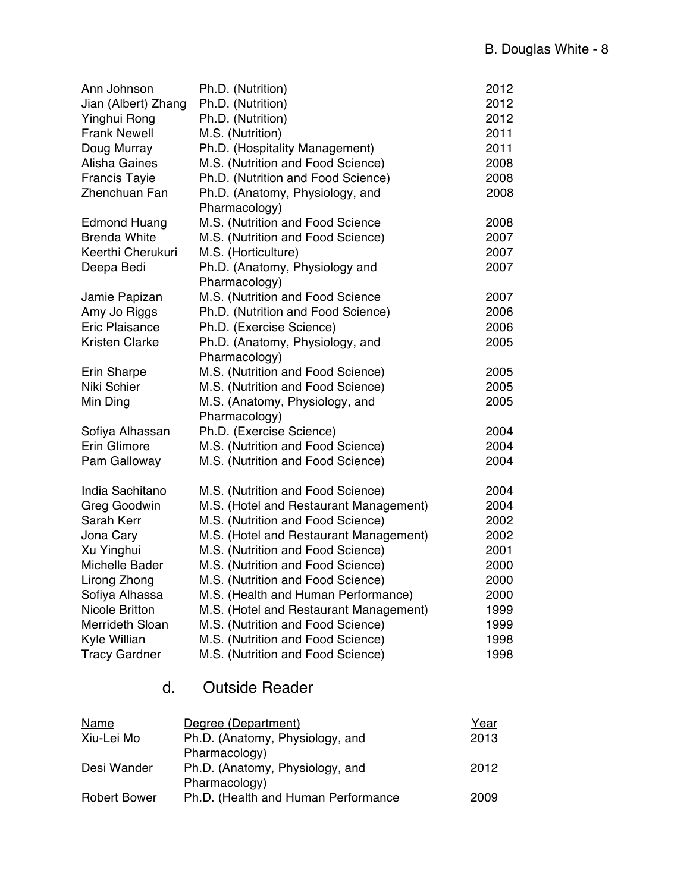| | | |
|---|---|---|
| Ann Johnson | Ph.D. (Nutrition) | 2012 |
| Jian (Albert) Zhang | Ph.D. (Nutrition) | 2012 |
| Yinghui Rong | Ph.D. (Nutrition) | 2012 |
| Frank Newell | M.S. (Nutrition) | 2011 |
| Doug Murray | Ph.D. (Hospitality Management) | 2011 |
| Alisha Gaines | M.S. (Nutrition and Food Science) | 2008 |
| Francis Tayie | Ph.D. (Nutrition and Food Science) | 2008 |
| Zhenchuan Fan | Ph.D. (Anatomy, Physiology, and Pharmacology) | 2008 |
| Edmond Huang | M.S. (Nutrition and Food Science | 2008 |
| Brenda White | M.S. (Nutrition and Food Science) | 2007 |
| Keerthi Cherukuri | M.S. (Horticulture) | 2007 |
| Deepa Bedi | Ph.D. (Anatomy, Physiology and Pharmacology) | 2007 |
| Jamie Papizan | M.S. (Nutrition and Food Science | 2007 |
| Amy Jo Riggs | Ph.D. (Nutrition and Food Science) | 2006 |
| Eric Plaisance | Ph.D. (Exercise Science) | 2006 |
| Kristen Clarke | Ph.D. (Anatomy, Physiology, and Pharmacology) | 2005 |
| Erin Sharpe | M.S. (Nutrition and Food Science) | 2005 |
| Niki Schier | M.S. (Nutrition and Food Science) | 2005 |
| Min Ding | M.S. (Anatomy, Physiology, and Pharmacology) | 2005 |
| Sofiya Alhassan | Ph.D. (Exercise Science) | 2004 |
| Erin Glimore | M.S. (Nutrition and Food Science) | 2004 |
| Pam Galloway | M.S. (Nutrition and Food Science) | 2004 |
| India Sachitano | M.S. (Nutrition and Food Science) | 2004 |
| Greg Goodwin | M.S. (Hotel and Restaurant Management) | 2004 |
| Sarah Kerr | M.S. (Nutrition and Food Science) | 2002 |
| Jona Cary | M.S. (Hotel and Restaurant Management) | 2002 |
| Xu Yinghui | M.S. (Nutrition and Food Science) | 2001 |
| Michelle Bader | M.S. (Nutrition and Food Science) | 2000 |
| Lirong Zhong | M.S. (Nutrition and Food Science) | 2000 |
| Sofiya Alhassa | M.S. (Health and Human Performance) | 2000 |
| Nicole Britton | M.S. (Hotel and Restaurant Management) | 1999 |
| Merrideth Sloan | M.S. (Nutrition and Food Science) | 1999 |
| Kyle Willian | M.S. (Nutrition and Food Science) | 1998 |
| Tracy Gardner | M.S. (Nutrition and Food Science) | 1998 |

### d. Outside Reader

| Name | Degree (Department) | Year |
|---|---|---|
| Xiu-Lei Mo | Ph.D. (Anatomy, Physiology, and Pharmacology) | 2013 |
| Desi Wander | Ph.D. (Anatomy, Physiology, and Pharmacology) | 2012 |
| Robert Bower | Ph.D. (Health and Human Performance | 2009 |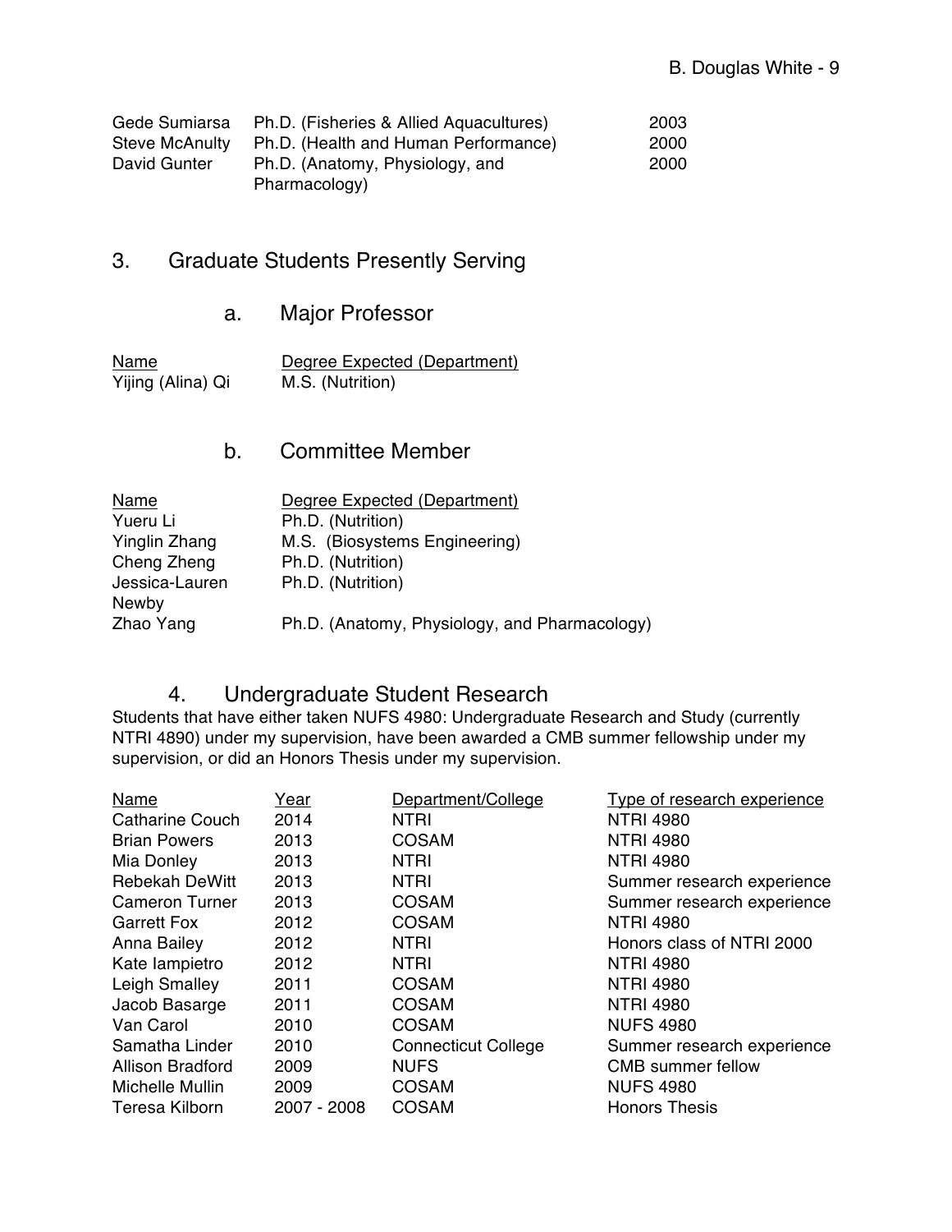| | | |
|---|---|---|
| Gede Sumiarsa | Ph.D. (Fisheries & Allied Aquacultures) | 2003 |
| Steve McAnulty | Ph.D. (Health and Human Performance) | 2000 |
| David Gunter | Ph.D. (Anatomy, Physiology, and Pharmacology) | 2000 |

## 3. Graduate Students Presently Serving

### a. Major Professor

| Name | Degree Expected (Department) |
|---|---|
| Yijing (Alina) Qi | M.S. (Nutrition) |

### b. Committee Member

| Name | Degree Expected (Department) |
|---|---|
| Yueru Li | Ph.D. (Nutrition) |
| Yinglin Zhang | M.S. (Biosystems Engineering) |
| Cheng Zheng | Ph.D. (Nutrition) |
| Jessica-Lauren Newby | Ph.D. (Nutrition) |
| Zhao Yang | Ph.D. (Anatomy, Physiology, and Pharmacology) |

## 4. Undergraduate Student Research

Students that have either taken NUFS 4980: Undergraduate Research and Study (currently NTRI 4890) under my supervision, have been awarded a CMB summer fellowship under my supervision, or did an Honors Thesis under my supervision.

| Name | Year | Department/College | Type of research experience |
|---|---|---|---|
| Catharine Couch | 2014 | NTRI | NTRI 4980 |
| Brian Powers | 2013 | COSAM | NTRI 4980 |
| Mia Donley | 2013 | NTRI | NTRI 4980 |
| Rebekah DeWitt | 2013 | NTRI | Summer research experience |
| Cameron Turner | 2013 | COSAM | Summer research experience |
| Garrett Fox | 2012 | COSAM | NTRI 4980 |
| Anna Bailey | 2012 | NTRI | Honors class of NTRI 2000 |
| Kate Iampietro | 2012 | NTRI | NTRI 4980 |
| Leigh Smalley | 2011 | COSAM | NTRI 4980 |
| Jacob Basarge | 2011 | COSAM | NTRI 4980 |
| Van Carol | 2010 | COSAM | NUFS 4980 |
| Samatha Linder | 2010 | Connecticut College | Summer research experience |
| Allison Bradford | 2009 | NUFS | CMB summer fellow |
| Michelle Mullin | 2009 | COSAM | NUFS 4980 |
| Teresa Kilborn | 2007 - 2008 | COSAM | Honors Thesis |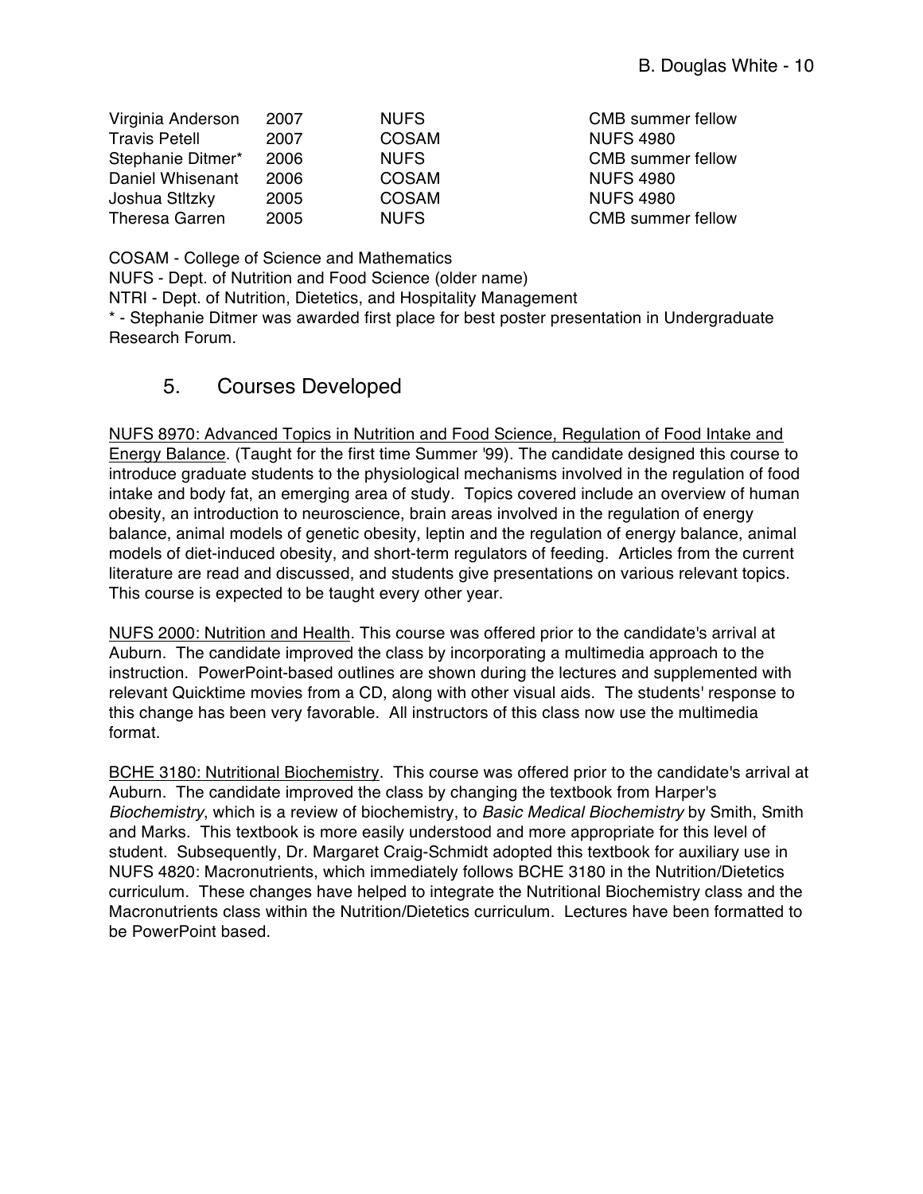| | | | |
|---|---|---|---|
| Virginia Anderson | 2007 | NUFS | CMB summer fellow |
| Travis Petell | 2007 | COSAM | NUFS 4980 |
| Stephanie Ditmer* | 2006 | NUFS | CMB summer fellow |
| Daniel Whisenant | 2006 | COSAM | NUFS 4980 |
| Joshua Stltzky | 2005 | COSAM | NUFS 4980 |
| Theresa Garren | 2005 | NUFS | CMB summer fellow |

COSAM - College of Science and Mathematics
NUFS - Dept. of Nutrition and Food Science (older name)
NTRI - Dept. of Nutrition, Dietetics, and Hospitality Management
* - Stephanie Ditmer was awarded first place for best poster presentation in Undergraduate Research Forum.

## 5. Courses Developed

<u>NUFS 8970: Advanced Topics in Nutrition and Food Science, Regulation of Food Intake and Energy Balance</u>. (Taught for the first time Summer '99). The candidate designed this course to introduce graduate students to the physiological mechanisms involved in the regulation of food intake and body fat, an emerging area of study. Topics covered include an overview of human obesity, an introduction to neuroscience, brain areas involved in the regulation of energy balance, animal models of genetic obesity, leptin and the regulation of energy balance, animal models of diet-induced obesity, and short-term regulators of feeding. Articles from the current literature are read and discussed, and students give presentations on various relevant topics. This course is expected to be taught every other year.

<u>NUFS 2000: Nutrition and Health</u>. This course was offered prior to the candidate's arrival at Auburn. The candidate improved the class by incorporating a multimedia approach to the instruction. PowerPoint-based outlines are shown during the lectures and supplemented with relevant Quicktime movies from a CD, along with other visual aids. The students' response to this change has been very favorable. All instructors of this class now use the multimedia format.

<u>BCHE 3180: Nutritional Biochemistry</u>. This course was offered prior to the candidate's arrival at Auburn. The candidate improved the class by changing the textbook from Harper's *Biochemistry*, which is a review of biochemistry, to *Basic Medical Biochemistry* by Smith, Smith and Marks. This textbook is more easily understood and more appropriate for this level of student. Subsequently, Dr. Margaret Craig-Schmidt adopted this textbook for auxiliary use in NUFS 4820: Macronutrients, which immediately follows BCHE 3180 in the Nutrition/Dietetics curriculum. These changes have helped to integrate the Nutritional Biochemistry class and the Macronutrients class within the Nutrition/Dietetics curriculum. Lectures have been formatted to be PowerPoint based.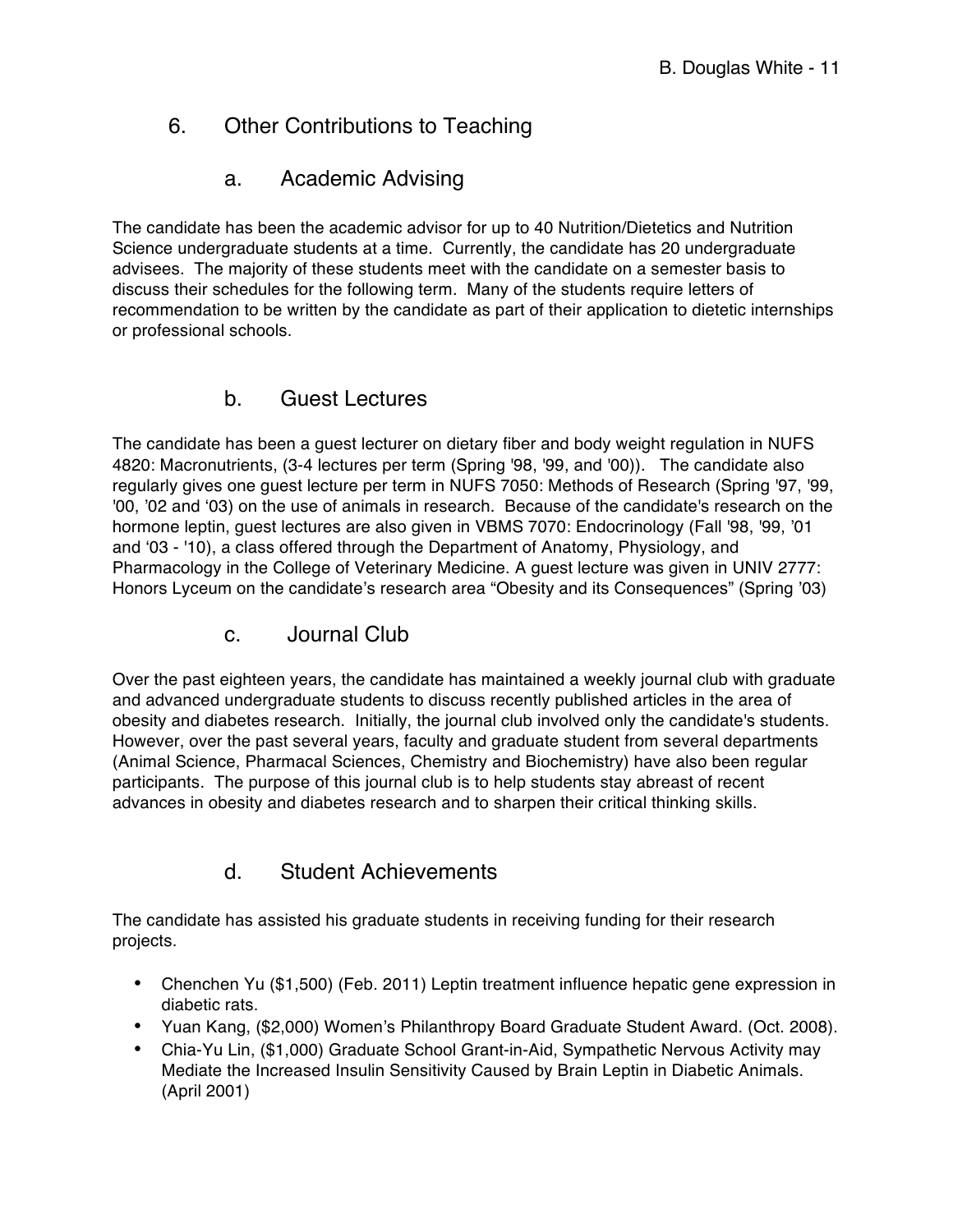## 6. Other Contributions to Teaching

### a. Academic Advising

The candidate has been the academic advisor for up to 40 Nutrition/Dietetics and Nutrition Science undergraduate students at a time. Currently, the candidate has 20 undergraduate advisees. The majority of these students meet with the candidate on a semester basis to discuss their schedules for the following term. Many of the students require letters of recommendation to be written by the candidate as part of their application to dietetic internships or professional schools.

### b. Guest Lectures

The candidate has been a guest lecturer on dietary fiber and body weight regulation in NUFS 4820: Macronutrients, (3-4 lectures per term (Spring '98, '99, and '00)). The candidate also regularly gives one guest lecture per term in NUFS 7050: Methods of Research (Spring '97, '99, '00, '02 and '03) on the use of animals in research. Because of the candidate's research on the hormone leptin, guest lectures are also given in VBMS 7070: Endocrinology (Fall '98, '99, '01 and '03 - '10), a class offered through the Department of Anatomy, Physiology, and Pharmacology in the College of Veterinary Medicine. A guest lecture was given in UNIV 2777: Honors Lyceum on the candidate's research area "Obesity and its Consequences" (Spring '03)

### c. Journal Club

Over the past eighteen years, the candidate has maintained a weekly journal club with graduate and advanced undergraduate students to discuss recently published articles in the area of obesity and diabetes research. Initially, the journal club involved only the candidate's students. However, over the past several years, faculty and graduate student from several departments (Animal Science, Pharmacal Sciences, Chemistry and Biochemistry) have also been regular participants. The purpose of this journal club is to help students stay abreast of recent advances in obesity and diabetes research and to sharpen their critical thinking skills.

### d. Student Achievements

The candidate has assisted his graduate students in receiving funding for their research projects.

- Chenchen Yu ($1,500) (Feb. 2011) Leptin treatment influence hepatic gene expression in diabetic rats.
- Yuan Kang, ($2,000) Women's Philanthropy Board Graduate Student Award. (Oct. 2008).
- Chia-Yu Lin, ($1,000) Graduate School Grant-in-Aid, Sympathetic Nervous Activity may Mediate the Increased Insulin Sensitivity Caused by Brain Leptin in Diabetic Animals. (April 2001)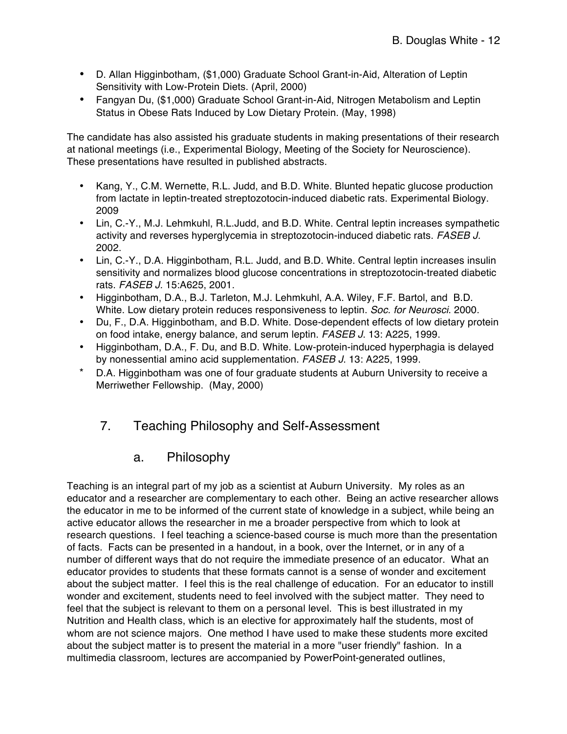- D. Allan Higginbotham, ($1,000) Graduate School Grant-in-Aid, Alteration of Leptin Sensitivity with Low-Protein Diets. (April, 2000)
- Fangyan Du, ($1,000) Graduate School Grant-in-Aid, Nitrogen Metabolism and Leptin Status in Obese Rats Induced by Low Dietary Protein. (May, 1998)

The candidate has also assisted his graduate students in making presentations of their research at national meetings (i.e., Experimental Biology, Meeting of the Society for Neuroscience). These presentations have resulted in published abstracts.

- Kang, Y., C.M. Wernette, R.L. Judd, and B.D. White. Blunted hepatic glucose production from lactate in leptin-treated streptozotocin-induced diabetic rats. Experimental Biology. 2009
- Lin, C.-Y., M.J. Lehmkuhl, R.L.Judd, and B.D. White. Central leptin increases sympathetic activity and reverses hyperglycemia in streptozotocin-induced diabetic rats. *FASEB J.* 2002.
- Lin, C.-Y., D.A. Higginbotham, R.L. Judd, and B.D. White. Central leptin increases insulin sensitivity and normalizes blood glucose concentrations in streptozotocin-treated diabetic rats. *FASEB J.* 15:A625, 2001.
- Higginbotham, D.A., B.J. Tarleton, M.J. Lehmkuhl, A.A. Wiley, F.F. Bartol, and B.D. White. Low dietary protein reduces responsiveness to leptin. *Soc. for Neurosci*. 2000.
- Du, F., D.A. Higginbotham, and B.D. White. Dose-dependent effects of low dietary protein on food intake, energy balance, and serum leptin. *FASEB J*. 13: A225, 1999.
- Higginbotham, D.A., F. Du, and B.D. White. Low-protein-induced hyperphagia is delayed by nonessential amino acid supplementation. *FASEB J.* 13: A225, 1999.

\* D.A. Higginbotham was one of four graduate students at Auburn University to receive a Merriwether Fellowship. (May, 2000)

## 7. Teaching Philosophy and Self-Assessment

### a. Philosophy

Teaching is an integral part of my job as a scientist at Auburn University. My roles as an educator and a researcher are complementary to each other. Being an active researcher allows the educator in me to be informed of the current state of knowledge in a subject, while being an active educator allows the researcher in me a broader perspective from which to look at research questions. I feel teaching a science-based course is much more than the presentation of facts. Facts can be presented in a handout, in a book, over the Internet, or in any of a number of different ways that do not require the immediate presence of an educator. What an educator provides to students that these formats cannot is a sense of wonder and excitement about the subject matter. I feel this is the real challenge of education. For an educator to instill wonder and excitement, students need to feel involved with the subject matter. They need to feel that the subject is relevant to them on a personal level. This is best illustrated in my Nutrition and Health class, which is an elective for approximately half the students, most of whom are not science majors. One method I have used to make these students more excited about the subject matter is to present the material in a more "user friendly" fashion. In a multimedia classroom, lectures are accompanied by PowerPoint-generated outlines,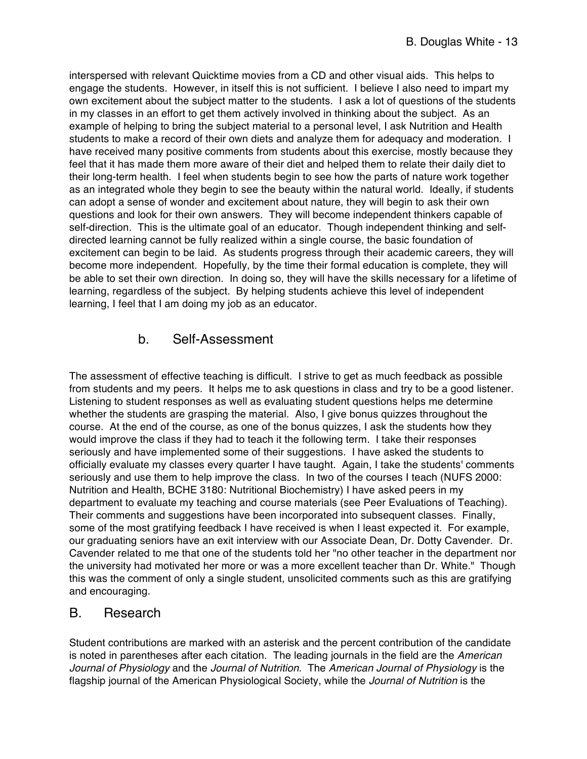interspersed with relevant Quicktime movies from a CD and other visual aids. This helps to engage the students. However, in itself this is not sufficient. I believe I also need to impart my own excitement about the subject matter to the students. I ask a lot of questions of the students in my classes in an effort to get them actively involved in thinking about the subject. As an example of helping to bring the subject material to a personal level, I ask Nutrition and Health students to make a record of their own diets and analyze them for adequacy and moderation. I have received many positive comments from students about this exercise, mostly because they feel that it has made them more aware of their diet and helped them to relate their daily diet to their long-term health. I feel when students begin to see how the parts of nature work together as an integrated whole they begin to see the beauty within the natural world. Ideally, if students can adopt a sense of wonder and excitement about nature, they will begin to ask their own questions and look for their own answers. They will become independent thinkers capable of self-direction. This is the ultimate goal of an educator. Though independent thinking and self-directed learning cannot be fully realized within a single course, the basic foundation of excitement can begin to be laid. As students progress through their academic careers, they will become more independent. Hopefully, by the time their formal education is complete, they will be able to set their own direction. In doing so, they will have the skills necessary for a lifetime of learning, regardless of the subject. By helping students achieve this level of independent learning, I feel that I am doing my job as an educator.

### b. Self-Assessment

The assessment of effective teaching is difficult. I strive to get as much feedback as possible from students and my peers. It helps me to ask questions in class and try to be a good listener. Listening to student responses as well as evaluating student questions helps me determine whether the students are grasping the material. Also, I give bonus quizzes throughout the course. At the end of the course, as one of the bonus quizzes, I ask the students how they would improve the class if they had to teach it the following term. I take their responses seriously and have implemented some of their suggestions. I have asked the students to officially evaluate my classes every quarter I have taught. Again, I take the students' comments seriously and use them to help improve the class. In two of the courses I teach (NUFS 2000: Nutrition and Health, BCHE 3180: Nutritional Biochemistry) I have asked peers in my department to evaluate my teaching and course materials (see Peer Evaluations of Teaching). Their comments and suggestions have been incorporated into subsequent classes. Finally, some of the most gratifying feedback I have received is when I least expected it. For example, our graduating seniors have an exit interview with our Associate Dean, Dr. Dotty Cavender. Dr. Cavender related to me that one of the students told her "no other teacher in the department nor the university had motivated her more or was a more excellent teacher than Dr. White." Though this was the comment of only a single student, unsolicited comments such as this are gratifying and encouraging.

## B. Research

Student contributions are marked with an asterisk and the percent contribution of the candidate is noted in parentheses after each citation. The leading journals in the field are the *American Journal of Physiology* and the *Journal of Nutrition*. The *American Journal of Physiology* is the flagship journal of the American Physiological Society, while the *Journal of Nutrition* is the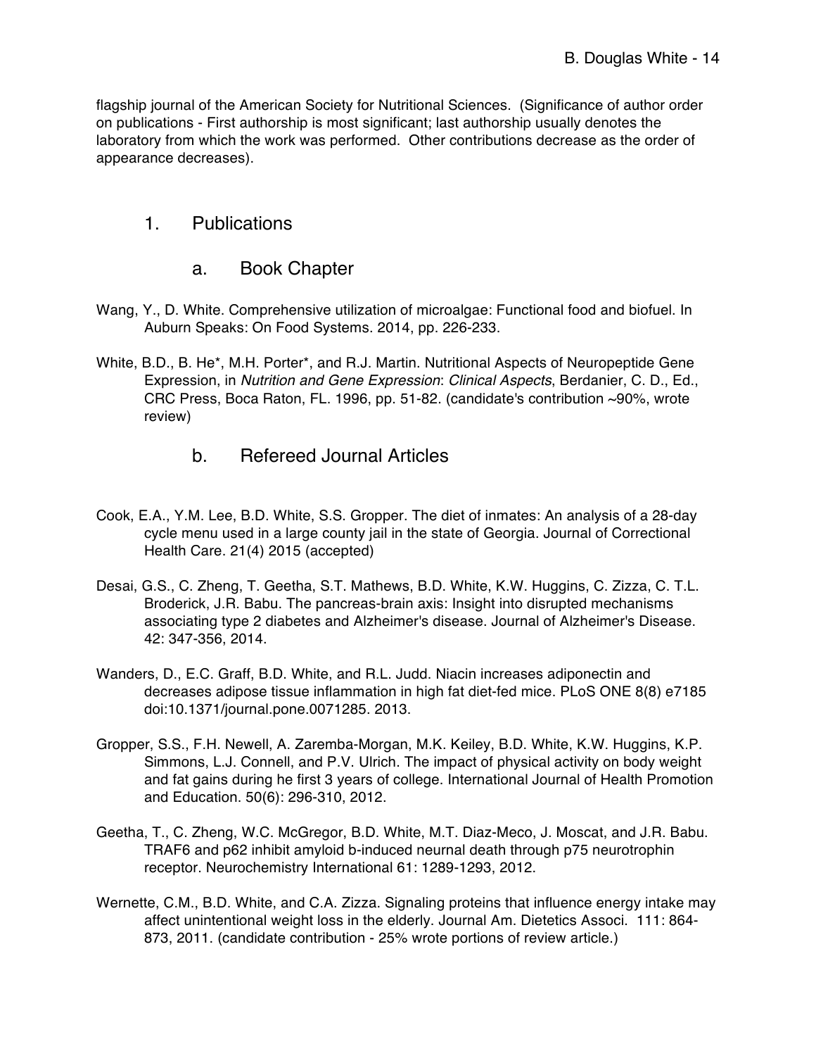flagship journal of the American Society for Nutritional Sciences. (Significance of author order on publications - First authorship is most significant; last authorship usually denotes the laboratory from which the work was performed. Other contributions decrease as the order of appearance decreases).

## 1. Publications

### a. Book Chapter

Wang, Y., D. White. Comprehensive utilization of microalgae: Functional food and biofuel. In Auburn Speaks: On Food Systems. 2014, pp. 226-233.

White, B.D., B. He*, M.H. Porter*, and R.J. Martin. Nutritional Aspects of Neuropeptide Gene Expression, in *Nutrition and Gene Expression*: *Clinical Aspects*, Berdanier, C. D., Ed., CRC Press, Boca Raton, FL. 1996, pp. 51-82. (candidate's contribution ~90%, wrote review)

### b. Refereed Journal Articles

Cook, E.A., Y.M. Lee, B.D. White, S.S. Gropper. The diet of inmates: An analysis of a 28-day cycle menu used in a large county jail in the state of Georgia. Journal of Correctional Health Care. 21(4) 2015 (accepted)

Desai, G.S., C. Zheng, T. Geetha, S.T. Mathews, B.D. White, K.W. Huggins, C. Zizza, C. T.L. Broderick, J.R. Babu. The pancreas-brain axis: Insight into disrupted mechanisms associating type 2 diabetes and Alzheimer's disease. Journal of Alzheimer's Disease. 42: 347-356, 2014.

Wanders, D., E.C. Graff, B.D. White, and R.L. Judd. Niacin increases adiponectin and decreases adipose tissue inflammation in high fat diet-fed mice. PLoS ONE 8(8) e7185 doi:10.1371/journal.pone.0071285. 2013.

Gropper, S.S., F.H. Newell, A. Zaremba-Morgan, M.K. Keiley, B.D. White, K.W. Huggins, K.P. Simmons, L.J. Connell, and P.V. Ulrich. The impact of physical activity on body weight and fat gains during he first 3 years of college. International Journal of Health Promotion and Education. 50(6): 296-310, 2012.

Geetha, T., C. Zheng, W.C. McGregor, B.D. White, M.T. Diaz-Meco, J. Moscat, and J.R. Babu. TRAF6 and p62 inhibit amyloid b-induced neurnal death through p75 neurotrophin receptor. Neurochemistry International 61: 1289-1293, 2012.

Wernette, C.M., B.D. White, and C.A. Zizza. Signaling proteins that influence energy intake may affect unintentional weight loss in the elderly. Journal Am. Dietetics Associ. 111: 864-873, 2011. (candidate contribution - 25% wrote portions of review article.)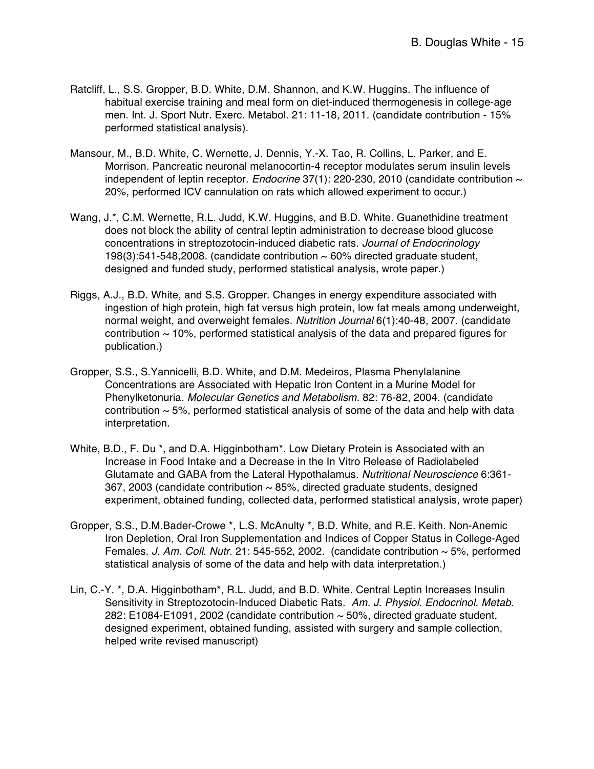Ratcliff, L., S.S. Gropper, B.D. White, D.M. Shannon, and K.W. Huggins. The influence of habitual exercise training and meal form on diet-induced thermogenesis in college-age men. Int. J. Sport Nutr. Exerc. Metabol. 21: 11-18, 2011. (candidate contribution - 15% performed statistical analysis).

Mansour, M., B.D. White, C. Wernette, J. Dennis, Y.-X. Tao, R. Collins, L. Parker, and E. Morrison. Pancreatic neuronal melanocortin-4 receptor modulates serum insulin levels independent of leptin receptor. *Endocrine* 37(1): 220-230, 2010 (candidate contribution ~ 20%, performed ICV cannulation on rats which allowed experiment to occur.)

Wang, J.*, C.M. Wernette, R.L. Judd, K.W. Huggins, and B.D. White. Guanethidine treatment does not block the ability of central leptin administration to decrease blood glucose concentrations in streptozotocin-induced diabetic rats. *Journal of Endocrinology* 198(3):541-548,2008. (candidate contribution ~ 60% directed graduate student, designed and funded study, performed statistical analysis, wrote paper.)

Riggs, A.J., B.D. White, and S.S. Gropper. Changes in energy expenditure associated with ingestion of high protein, high fat versus high protein, low fat meals among underweight, normal weight, and overweight females. *Nutrition Journal* 6(1):40-48, 2007. (candidate contribution ~ 10%, performed statistical analysis of the data and prepared figures for publication.)

Gropper, S.S., S.Yannicelli, B.D. White, and D.M. Medeiros, Plasma Phenylalanine Concentrations are Associated with Hepatic Iron Content in a Murine Model for Phenylketonuria. *Molecular Genetics and Metabolism*. 82: 76-82, 2004. (candidate contribution ~ 5%, performed statistical analysis of some of the data and help with data interpretation.

White, B.D., F. Du *, and D.A. Higginbotham*. Low Dietary Protein is Associated with an Increase in Food Intake and a Decrease in the In Vitro Release of Radiolabeled Glutamate and GABA from the Lateral Hypothalamus. *Nutritional Neuroscience* 6:361-367, 2003 (candidate contribution ~ 85%, directed graduate students, designed experiment, obtained funding, collected data, performed statistical analysis, wrote paper)

Gropper, S.S., D.M.Bader-Crowe *, L.S. McAnulty *, B.D. White, and R.E. Keith. Non-Anemic Iron Depletion, Oral Iron Supplementation and Indices of Copper Status in College-Aged Females. *J. Am. Coll. Nutr.* 21: 545-552, 2002. (candidate contribution ~ 5%, performed statistical analysis of some of the data and help with data interpretation.)

Lin, C.-Y. *, D.A. Higginbotham*, R.L. Judd, and B.D. White. Central Leptin Increases Insulin Sensitivity in Streptozotocin-Induced Diabetic Rats. *Am. J. Physiol. Endocrinol. Metab*. 282: E1084-E1091, 2002 (candidate contribution ~ 50%, directed graduate student, designed experiment, obtained funding, assisted with surgery and sample collection, helped write revised manuscript)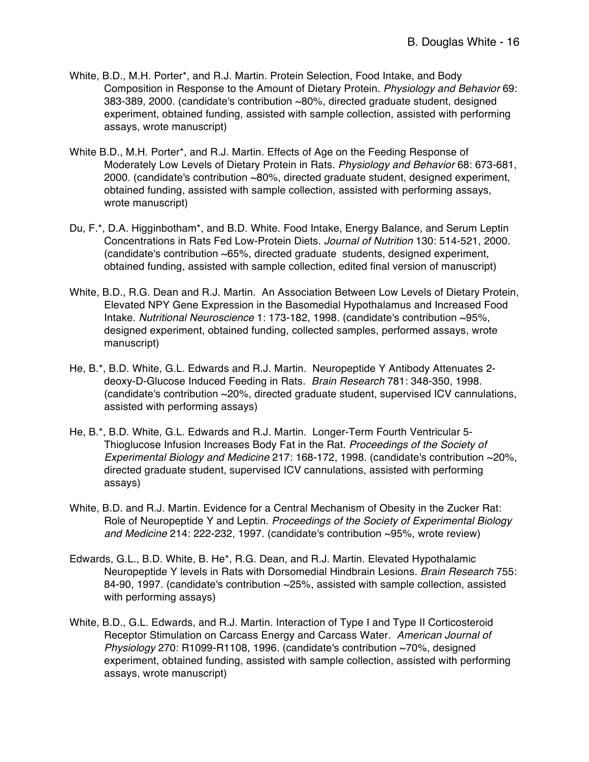White, B.D., M.H. Porter*, and R.J. Martin. Protein Selection, Food Intake, and Body Composition in Response to the Amount of Dietary Protein. *Physiology and Behavior* 69: 383-389, 2000. (candidate's contribution ~80%, directed graduate student, designed experiment, obtained funding, assisted with sample collection, assisted with performing assays, wrote manuscript)

White B.D., M.H. Porter*, and R.J. Martin. Effects of Age on the Feeding Response of Moderately Low Levels of Dietary Protein in Rats. *Physiology and Behavior* 68: 673-681, 2000. (candidate's contribution ~80%, directed graduate student, designed experiment, obtained funding, assisted with sample collection, assisted with performing assays, wrote manuscript)

Du, F.*, D.A. Higginbotham*, and B.D. White. Food Intake, Energy Balance, and Serum Leptin Concentrations in Rats Fed Low-Protein Diets. *Journal of Nutrition* 130: 514-521, 2000. (candidate's contribution ~65%, directed graduate students, designed experiment, obtained funding, assisted with sample collection, edited final version of manuscript)

White, B.D., R.G. Dean and R.J. Martin. An Association Between Low Levels of Dietary Protein, Elevated NPY Gene Expression in the Basomedial Hypothalamus and Increased Food Intake. *Nutritional Neuroscience* 1: 173-182, 1998. (candidate's contribution ~95%, designed experiment, obtained funding, collected samples, performed assays, wrote manuscript)

He, B.*, B.D. White, G.L. Edwards and R.J. Martin. Neuropeptide Y Antibody Attenuates 2-deoxy-D-Glucose Induced Feeding in Rats. *Brain Research* 781: 348-350, 1998. (candidate's contribution ~20%, directed graduate student, supervised ICV cannulations, assisted with performing assays)

He, B.*, B.D. White, G.L. Edwards and R.J. Martin. Longer-Term Fourth Ventricular 5-Thioglucose Infusion Increases Body Fat in the Rat. *Proceedings of the Society of Experimental Biology and Medicine* 217: 168-172, 1998. (candidate's contribution ~20%, directed graduate student, supervised ICV cannulations, assisted with performing assays)

White, B.D. and R.J. Martin. Evidence for a Central Mechanism of Obesity in the Zucker Rat: Role of Neuropeptide Y and Leptin. *Proceedings of the Society of Experimental Biology and Medicine* 214: 222-232, 1997. (candidate's contribution ~95%, wrote review)

Edwards, G.L., B.D. White, B. He*, R.G. Dean, and R.J. Martin. Elevated Hypothalamic Neuropeptide Y levels in Rats with Dorsomedial Hindbrain Lesions. *Brain Research* 755: 84-90, 1997. (candidate's contribution ~25%, assisted with sample collection, assisted with performing assays)

White, B.D., G.L. Edwards, and R.J. Martin. Interaction of Type I and Type II Corticosteroid Receptor Stimulation on Carcass Energy and Carcass Water. *American Journal of Physiology* 270: R1099-R1108, 1996. (candidate's contribution ~70%, designed experiment, obtained funding, assisted with sample collection, assisted with performing assays, wrote manuscript)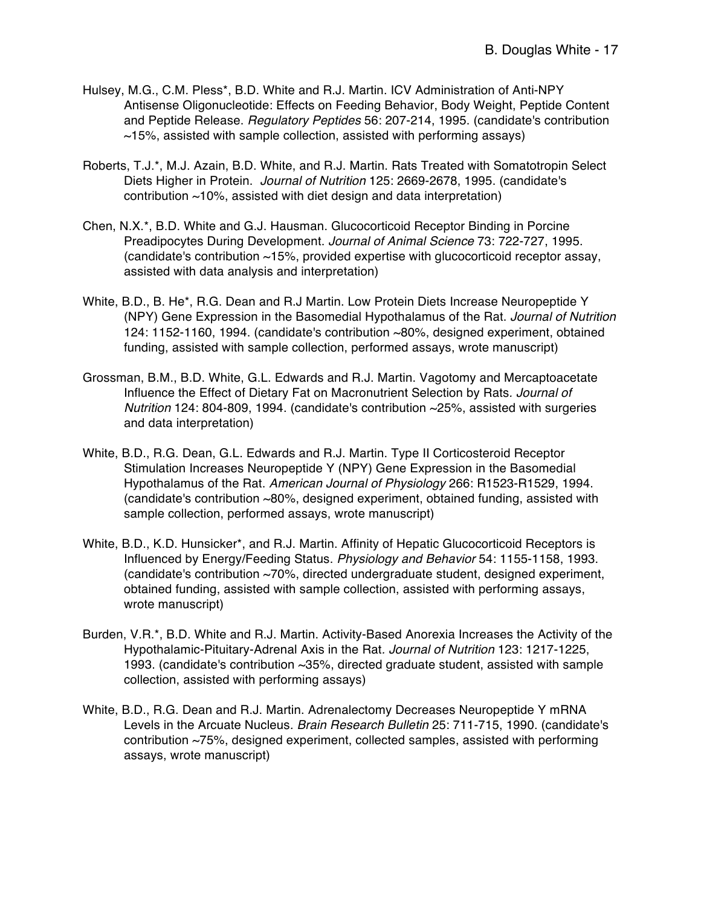Hulsey, M.G., C.M. Pless*, B.D. White and R.J. Martin. ICV Administration of Anti-NPY Antisense Oligonucleotide: Effects on Feeding Behavior, Body Weight, Peptide Content and Peptide Release. *Regulatory Peptides* 56: 207-214, 1995. (candidate's contribution ~15%, assisted with sample collection, assisted with performing assays)

Roberts, T.J.*, M.J. Azain, B.D. White, and R.J. Martin. Rats Treated with Somatotropin Select Diets Higher in Protein. *Journal of Nutrition* 125: 2669-2678, 1995. (candidate's contribution ~10%, assisted with diet design and data interpretation)

Chen, N.X.*, B.D. White and G.J. Hausman. Glucocorticoid Receptor Binding in Porcine Preadipocytes During Development. *Journal of Animal Science* 73: 722-727, 1995. (candidate's contribution ~15%, provided expertise with glucocorticoid receptor assay, assisted with data analysis and interpretation)

White, B.D., B. He*, R.G. Dean and R.J Martin. Low Protein Diets Increase Neuropeptide Y (NPY) Gene Expression in the Basomedial Hypothalamus of the Rat. *Journal of Nutrition* 124: 1152-1160, 1994. (candidate's contribution ~80%, designed experiment, obtained funding, assisted with sample collection, performed assays, wrote manuscript)

Grossman, B.M., B.D. White, G.L. Edwards and R.J. Martin. Vagotomy and Mercaptoacetate Influence the Effect of Dietary Fat on Macronutrient Selection by Rats. *Journal of Nutrition* 124: 804-809, 1994. (candidate's contribution ~25%, assisted with surgeries and data interpretation)

White, B.D., R.G. Dean, G.L. Edwards and R.J. Martin. Type II Corticosteroid Receptor Stimulation Increases Neuropeptide Y (NPY) Gene Expression in the Basomedial Hypothalamus of the Rat. *American Journal of Physiology* 266: R1523-R1529, 1994. (candidate's contribution ~80%, designed experiment, obtained funding, assisted with sample collection, performed assays, wrote manuscript)

White, B.D., K.D. Hunsicker*, and R.J. Martin. Affinity of Hepatic Glucocorticoid Receptors is Influenced by Energy/Feeding Status. *Physiology and Behavior* 54: 1155-1158, 1993. (candidate's contribution ~70%, directed undergraduate student, designed experiment, obtained funding, assisted with sample collection, assisted with performing assays, wrote manuscript)

Burden, V.R.*, B.D. White and R.J. Martin. Activity-Based Anorexia Increases the Activity of the Hypothalamic-Pituitary-Adrenal Axis in the Rat. *Journal of Nutrition* 123: 1217-1225, 1993. (candidate's contribution ~35%, directed graduate student, assisted with sample collection, assisted with performing assays)

White, B.D., R.G. Dean and R.J. Martin. Adrenalectomy Decreases Neuropeptide Y mRNA Levels in the Arcuate Nucleus. *Brain Research Bulletin* 25: 711-715, 1990. (candidate's contribution ~75%, designed experiment, collected samples, assisted with performing assays, wrote manuscript)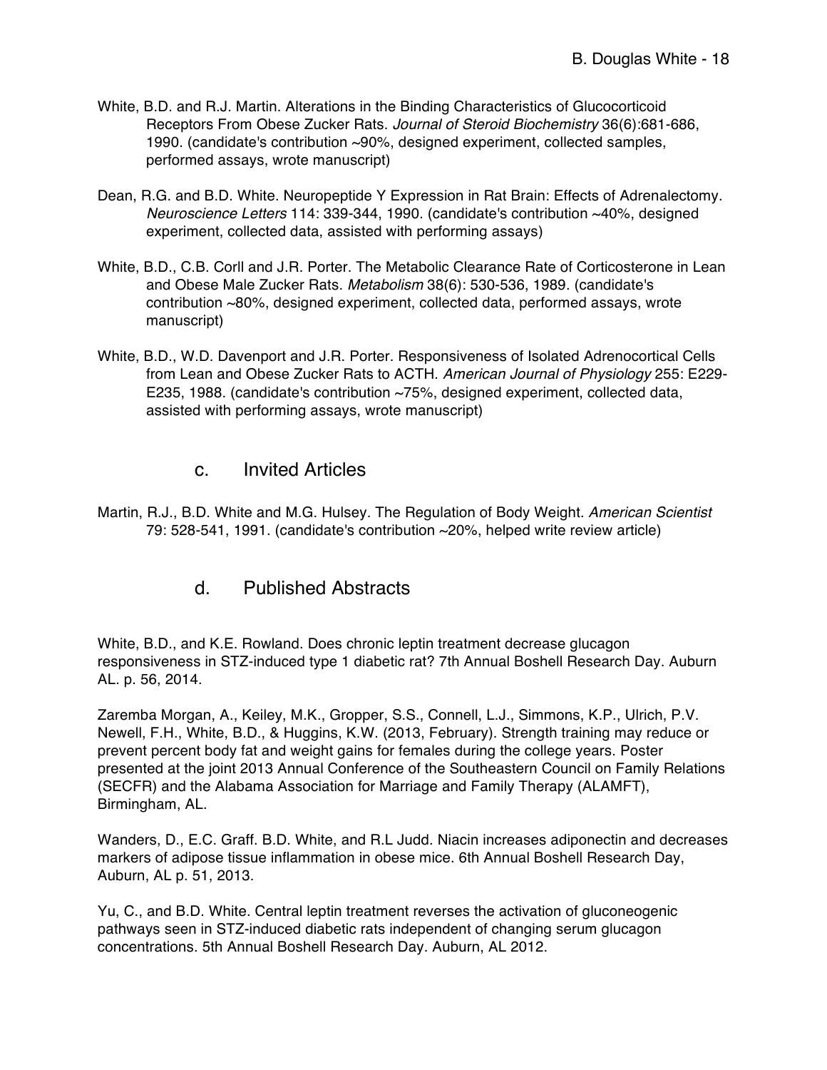White, B.D. and R.J. Martin. Alterations in the Binding Characteristics of Glucocorticoid Receptors From Obese Zucker Rats. *Journal of Steroid Biochemistry* 36(6):681-686, 1990. (candidate's contribution ~90%, designed experiment, collected samples, performed assays, wrote manuscript)

Dean, R.G. and B.D. White. Neuropeptide Y Expression in Rat Brain: Effects of Adrenalectomy. *Neuroscience Letters* 114: 339-344, 1990. (candidate's contribution ~40%, designed experiment, collected data, assisted with performing assays)

White, B.D., C.B. Corll and J.R. Porter. The Metabolic Clearance Rate of Corticosterone in Lean and Obese Male Zucker Rats. *Metabolism* 38(6): 530-536, 1989. (candidate's contribution ~80%, designed experiment, collected data, performed assays, wrote manuscript)

White, B.D., W.D. Davenport and J.R. Porter. Responsiveness of Isolated Adrenocortical Cells from Lean and Obese Zucker Rats to ACTH. *American Journal of Physiology* 255: E229-E235, 1988. (candidate's contribution ~75%, designed experiment, collected data, assisted with performing assays, wrote manuscript)

### c. Invited Articles

Martin, R.J., B.D. White and M.G. Hulsey. The Regulation of Body Weight. *American Scientist* 79: 528-541, 1991. (candidate's contribution ~20%, helped write review article)

### d. Published Abstracts

White, B.D., and K.E. Rowland. Does chronic leptin treatment decrease glucagon responsiveness in STZ-induced type 1 diabetic rat? 7th Annual Boshell Research Day. Auburn AL. p. 56, 2014.

Zaremba Morgan, A., Keiley, M.K., Gropper, S.S., Connell, L.J., Simmons, K.P., Ulrich, P.V. Newell, F.H., White, B.D., & Huggins, K.W. (2013, February). Strength training may reduce or prevent percent body fat and weight gains for females during the college years. Poster presented at the joint 2013 Annual Conference of the Southeastern Council on Family Relations (SECFR) and the Alabama Association for Marriage and Family Therapy (ALAMFT), Birmingham, AL.

Wanders, D., E.C. Graff. B.D. White, and R.L Judd. Niacin increases adiponectin and decreases markers of adipose tissue inflammation in obese mice. 6th Annual Boshell Research Day, Auburn, AL p. 51, 2013.

Yu, C., and B.D. White. Central leptin treatment reverses the activation of gluconeogenic pathways seen in STZ-induced diabetic rats independent of changing serum glucagon concentrations. 5th Annual Boshell Research Day. Auburn, AL 2012.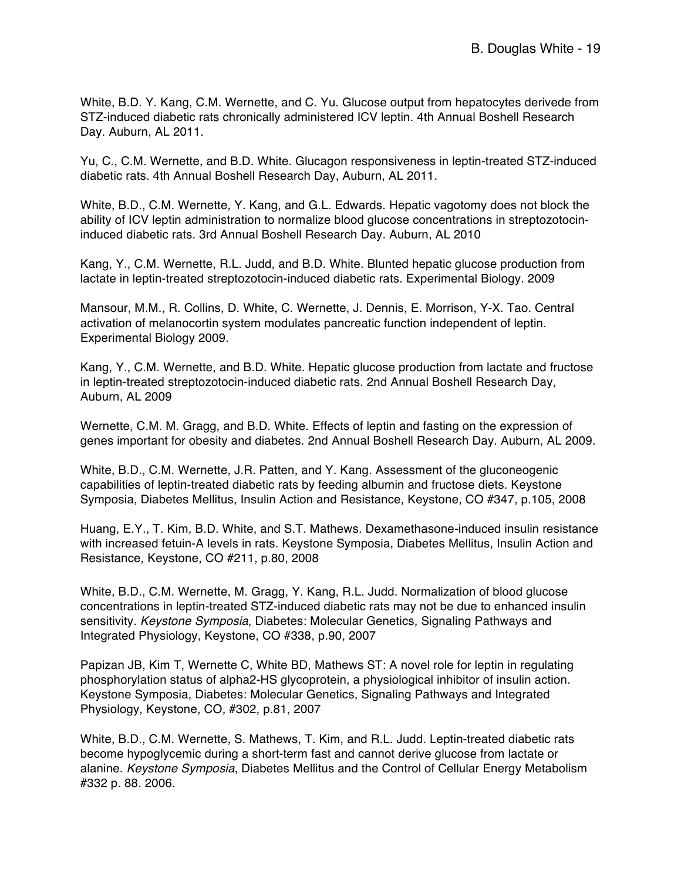White, B.D. Y. Kang, C.M. Wernette, and C. Yu. Glucose output from hepatocytes derivede from STZ-induced diabetic rats chronically administered ICV leptin. 4th Annual Boshell Research Day. Auburn, AL 2011.

Yu, C., C.M. Wernette, and B.D. White. Glucagon responsiveness in leptin-treated STZ-induced diabetic rats. 4th Annual Boshell Research Day, Auburn, AL 2011.

White, B.D., C.M. Wernette, Y. Kang, and G.L. Edwards. Hepatic vagotomy does not block the ability of ICV leptin administration to normalize blood glucose concentrations in streptozotocin-induced diabetic rats. 3rd Annual Boshell Research Day. Auburn, AL 2010

Kang, Y., C.M. Wernette, R.L. Judd, and B.D. White. Blunted hepatic glucose production from lactate in leptin-treated streptozotocin-induced diabetic rats. Experimental Biology. 2009

Mansour, M.M., R. Collins, D. White, C. Wernette, J. Dennis, E. Morrison, Y-X. Tao. Central activation of melanocortin system modulates pancreatic function independent of leptin. Experimental Biology 2009.

Kang, Y., C.M. Wernette, and B.D. White. Hepatic glucose production from lactate and fructose in leptin-treated streptozotocin-induced diabetic rats. 2nd Annual Boshell Research Day, Auburn, AL 2009

Wernette, C.M. M. Gragg, and B.D. White. Effects of leptin and fasting on the expression of genes important for obesity and diabetes. 2nd Annual Boshell Research Day. Auburn, AL 2009.

White, B.D., C.M. Wernette, J.R. Patten, and Y. Kang. Assessment of the gluconeogenic capabilities of leptin-treated diabetic rats by feeding albumin and fructose diets. Keystone Symposia, Diabetes Mellitus, Insulin Action and Resistance, Keystone, CO #347, p.105, 2008

Huang, E.Y., T. Kim, B.D. White, and S.T. Mathews. Dexamethasone-induced insulin resistance with increased fetuin-A levels in rats. Keystone Symposia, Diabetes Mellitus, Insulin Action and Resistance, Keystone, CO #211, p.80, 2008

White, B.D., C.M. Wernette, M. Gragg, Y. Kang, R.L. Judd. Normalization of blood glucose concentrations in leptin-treated STZ-induced diabetic rats may not be due to enhanced insulin sensitivity. *Keystone Symposia*, Diabetes: Molecular Genetics, Signaling Pathways and Integrated Physiology, Keystone, CO #338, p.90, 2007

Papizan JB, Kim T, Wernette C, White BD, Mathews ST: A novel role for leptin in regulating phosphorylation status of alpha2-HS glycoprotein, a physiological inhibitor of insulin action. Keystone Symposia, Diabetes: Molecular Genetics, Signaling Pathways and Integrated Physiology, Keystone, CO, #302, p.81, 2007

White, B.D., C.M. Wernette, S. Mathews, T. Kim, and R.L. Judd. Leptin-treated diabetic rats become hypoglycemic during a short-term fast and cannot derive glucose from lactate or alanine. *Keystone Symposia*, Diabetes Mellitus and the Control of Cellular Energy Metabolism #332 p. 88. 2006.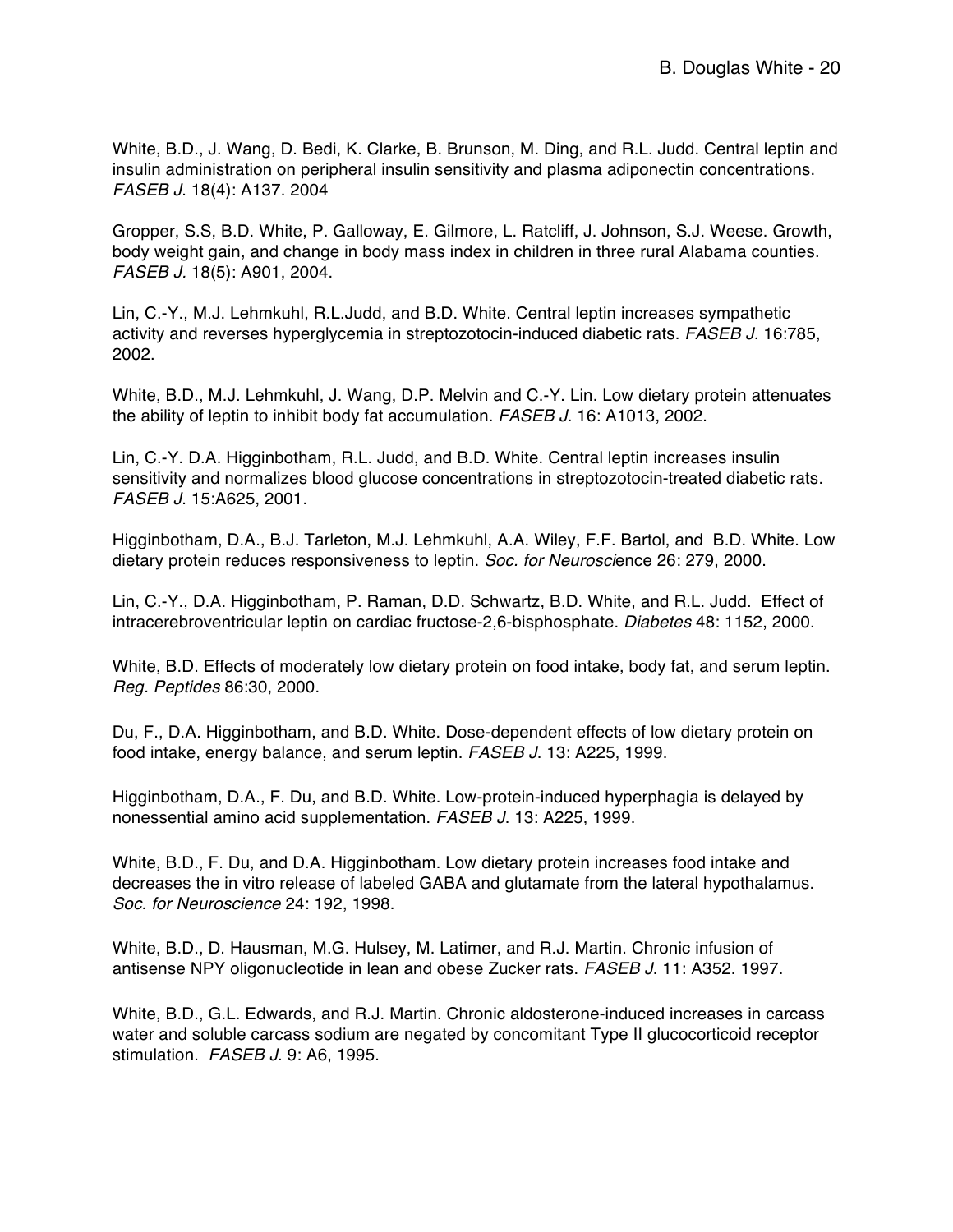White, B.D., J. Wang, D. Bedi, K. Clarke, B. Brunson, M. Ding, and R.L. Judd. Central leptin and insulin administration on peripheral insulin sensitivity and plasma adiponectin concentrations. *FASEB J*. 18(4): A137. 2004

Gropper, S.S, B.D. White, P. Galloway, E. Gilmore, L. Ratcliff, J. Johnson, S.J. Weese. Growth, body weight gain, and change in body mass index in children in three rural Alabama counties. *FASEB J*. 18(5): A901, 2004.

Lin, C.-Y., M.J. Lehmkuhl, R.L.Judd, and B.D. White. Central leptin increases sympathetic activity and reverses hyperglycemia in streptozotocin-induced diabetic rats. *FASEB J*. 16:785, 2002.

White, B.D., M.J. Lehmkuhl, J. Wang, D.P. Melvin and C.-Y. Lin. Low dietary protein attenuates the ability of leptin to inhibit body fat accumulation. *FASEB J*. 16: A1013, 2002.

Lin, C.-Y. D.A. Higginbotham, R.L. Judd, and B.D. White. Central leptin increases insulin sensitivity and normalizes blood glucose concentrations in streptozotocin-treated diabetic rats. *FASEB J*. 15:A625, 2001.

Higginbotham, D.A., B.J. Tarleton, M.J. Lehmkuhl, A.A. Wiley, F.F. Bartol, and B.D. White. Low dietary protein reduces responsiveness to leptin. *Soc. for Neurosci*ence 26: 279, 2000.

Lin, C.-Y., D.A. Higginbotham, P. Raman, D.D. Schwartz, B.D. White, and R.L. Judd. Effect of intracerebroventricular leptin on cardiac fructose-2,6-bisphosphate. *Diabetes* 48: 1152, 2000.

White, B.D. Effects of moderately low dietary protein on food intake, body fat, and serum leptin. *Reg. Peptides* 86:30, 2000.

Du, F., D.A. Higginbotham, and B.D. White. Dose-dependent effects of low dietary protein on food intake, energy balance, and serum leptin. *FASEB J*. 13: A225, 1999.

Higginbotham, D.A., F. Du, and B.D. White. Low-protein-induced hyperphagia is delayed by nonessential amino acid supplementation. *FASEB J*. 13: A225, 1999.

White, B.D., F. Du, and D.A. Higginbotham. Low dietary protein increases food intake and decreases the in vitro release of labeled GABA and glutamate from the lateral hypothalamus. *Soc. for Neuroscience* 24: 192, 1998.

White, B.D., D. Hausman, M.G. Hulsey, M. Latimer, and R.J. Martin. Chronic infusion of antisense NPY oligonucleotide in lean and obese Zucker rats. *FASEB J*. 11: A352. 1997.

White, B.D., G.L. Edwards, and R.J. Martin. Chronic aldosterone-induced increases in carcass water and soluble carcass sodium are negated by concomitant Type II glucocorticoid receptor stimulation. *FASEB J*. 9: A6, 1995.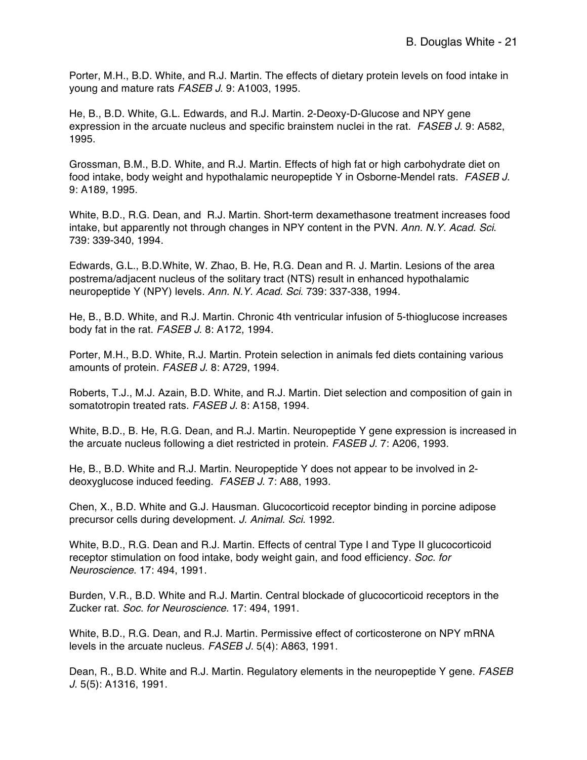Porter, M.H., B.D. White, and R.J. Martin. The effects of dietary protein levels on food intake in young and mature rats *FASEB J.* 9: A1003, 1995.

He, B., B.D. White, G.L. Edwards, and R.J. Martin. 2-Deoxy-D-Glucose and NPY gene expression in the arcuate nucleus and specific brainstem nuclei in the rat. *FASEB J.* 9: A582, 1995.

Grossman, B.M., B.D. White, and R.J. Martin. Effects of high fat or high carbohydrate diet on food intake, body weight and hypothalamic neuropeptide Y in Osborne-Mendel rats. *FASEB J.* 9: A189, 1995.

White, B.D., R.G. Dean, and R.J. Martin. Short-term dexamethasone treatment increases food intake, but apparently not through changes in NPY content in the PVN. *Ann. N.Y. Acad. Sci.* 739: 339-340, 1994.

Edwards, G.L., B.D.White, W. Zhao, B. He, R.G. Dean and R. J. Martin. Lesions of the area postrema/adjacent nucleus of the solitary tract (NTS) result in enhanced hypothalamic neuropeptide Y (NPY) levels. *Ann. N.Y. Acad. Sci.* 739: 337-338, 1994.

He, B., B.D. White, and R.J. Martin. Chronic 4th ventricular infusion of 5-thioglucose increases body fat in the rat. *FASEB J.* 8: A172, 1994.

Porter, M.H., B.D. White, R.J. Martin. Protein selection in animals fed diets containing various amounts of protein. *FASEB J.* 8: A729, 1994.

Roberts, T.J., M.J. Azain, B.D. White, and R.J. Martin. Diet selection and composition of gain in somatotropin treated rats. *FASEB J.* 8: A158, 1994.

White, B.D., B. He, R.G. Dean, and R.J. Martin. Neuropeptide Y gene expression is increased in the arcuate nucleus following a diet restricted in protein. *FASEB J.* 7: A206, 1993.

He, B., B.D. White and R.J. Martin. Neuropeptide Y does not appear to be involved in 2-deoxyglucose induced feeding. *FASEB J.* 7: A88, 1993.

Chen, X., B.D. White and G.J. Hausman. Glucocorticoid receptor binding in porcine adipose precursor cells during development. *J. Animal. Sci.* 1992.

White, B.D., R.G. Dean and R.J. Martin. Effects of central Type I and Type II glucocorticoid receptor stimulation on food intake, body weight gain, and food efficiency. *Soc. for Neuroscience.* 17: 494, 1991.

Burden, V.R., B.D. White and R.J. Martin. Central blockade of glucocorticoid receptors in the Zucker rat. *Soc. for Neuroscience.* 17: 494, 1991.

White, B.D., R.G. Dean, and R.J. Martin. Permissive effect of corticosterone on NPY mRNA levels in the arcuate nucleus. *FASEB J.* 5(4): A863, 1991.

Dean, R., B.D. White and R.J. Martin. Regulatory elements in the neuropeptide Y gene. *FASEB J.* 5(5): A1316, 1991.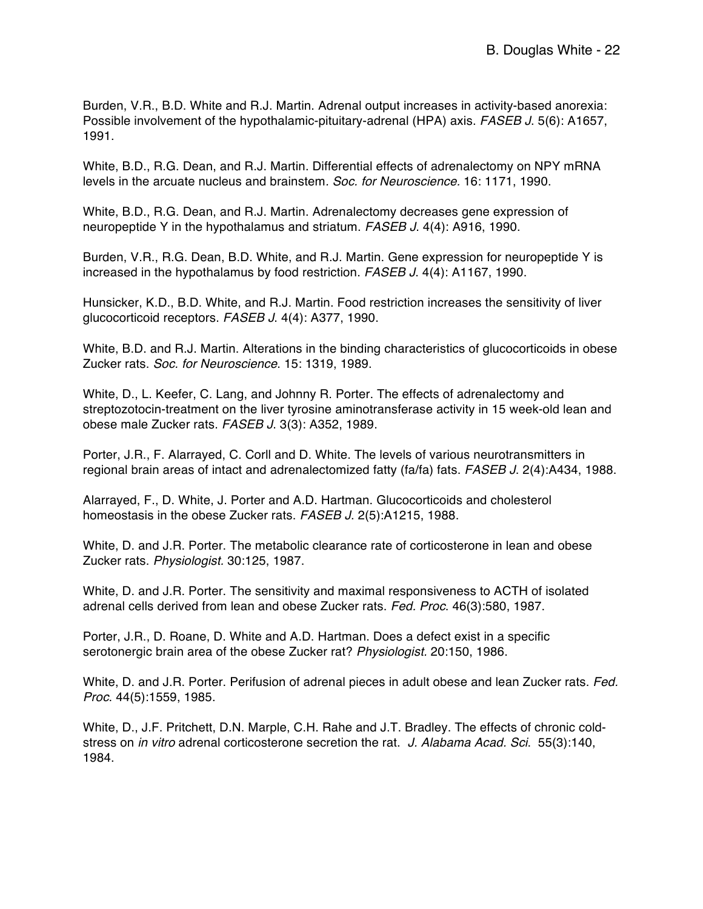Burden, V.R., B.D. White and R.J. Martin. Adrenal output increases in activity-based anorexia: Possible involvement of the hypothalamic-pituitary-adrenal (HPA) axis. *FASEB J.* 5(6): A1657, 1991.

White, B.D., R.G. Dean, and R.J. Martin. Differential effects of adrenalectomy on NPY mRNA levels in the arcuate nucleus and brainstem. *Soc. for Neuroscience.* 16: 1171, 1990.

White, B.D., R.G. Dean, and R.J. Martin. Adrenalectomy decreases gene expression of neuropeptide Y in the hypothalamus and striatum. *FASEB J.* 4(4): A916, 1990.

Burden, V.R., R.G. Dean, B.D. White, and R.J. Martin. Gene expression for neuropeptide Y is increased in the hypothalamus by food restriction. *FASEB J.* 4(4): A1167, 1990.

Hunsicker, K.D., B.D. White, and R.J. Martin. Food restriction increases the sensitivity of liver glucocorticoid receptors. *FASEB J.* 4(4): A377, 1990.

White, B.D. and R.J. Martin. Alterations in the binding characteristics of glucocorticoids in obese Zucker rats. *Soc. for Neuroscience.* 15: 1319, 1989.

White, D., L. Keefer, C. Lang, and Johnny R. Porter. The effects of adrenalectomy and streptozotocin-treatment on the liver tyrosine aminotransferase activity in 15 week-old lean and obese male Zucker rats. *FASEB J.* 3(3): A352, 1989.

Porter, J.R., F. Alarrayed, C. Corll and D. White. The levels of various neurotransmitters in regional brain areas of intact and adrenalectomized fatty (fa/fa) fats. *FASEB J.* 2(4):A434, 1988.

Alarrayed, F., D. White, J. Porter and A.D. Hartman. Glucocorticoids and cholesterol homeostasis in the obese Zucker rats. *FASEB J.* 2(5):A1215, 1988.

White, D. and J.R. Porter. The metabolic clearance rate of corticosterone in lean and obese Zucker rats. *Physiologist.* 30:125, 1987.

White, D. and J.R. Porter. The sensitivity and maximal responsiveness to ACTH of isolated adrenal cells derived from lean and obese Zucker rats. *Fed. Proc.* 46(3):580, 1987.

Porter, J.R., D. Roane, D. White and A.D. Hartman. Does a defect exist in a specific serotonergic brain area of the obese Zucker rat? *Physiologist.* 20:150, 1986.

White, D. and J.R. Porter. Perifusion of adrenal pieces in adult obese and lean Zucker rats. *Fed. Proc.* 44(5):1559, 1985.

White, D., J.F. Pritchett, D.N. Marple, C.H. Rahe and J.T. Bradley. The effects of chronic cold-stress on *in vitro* adrenal corticosterone secretion the rat. *J. Alabama Acad. Sci.* 55(3):140, 1984.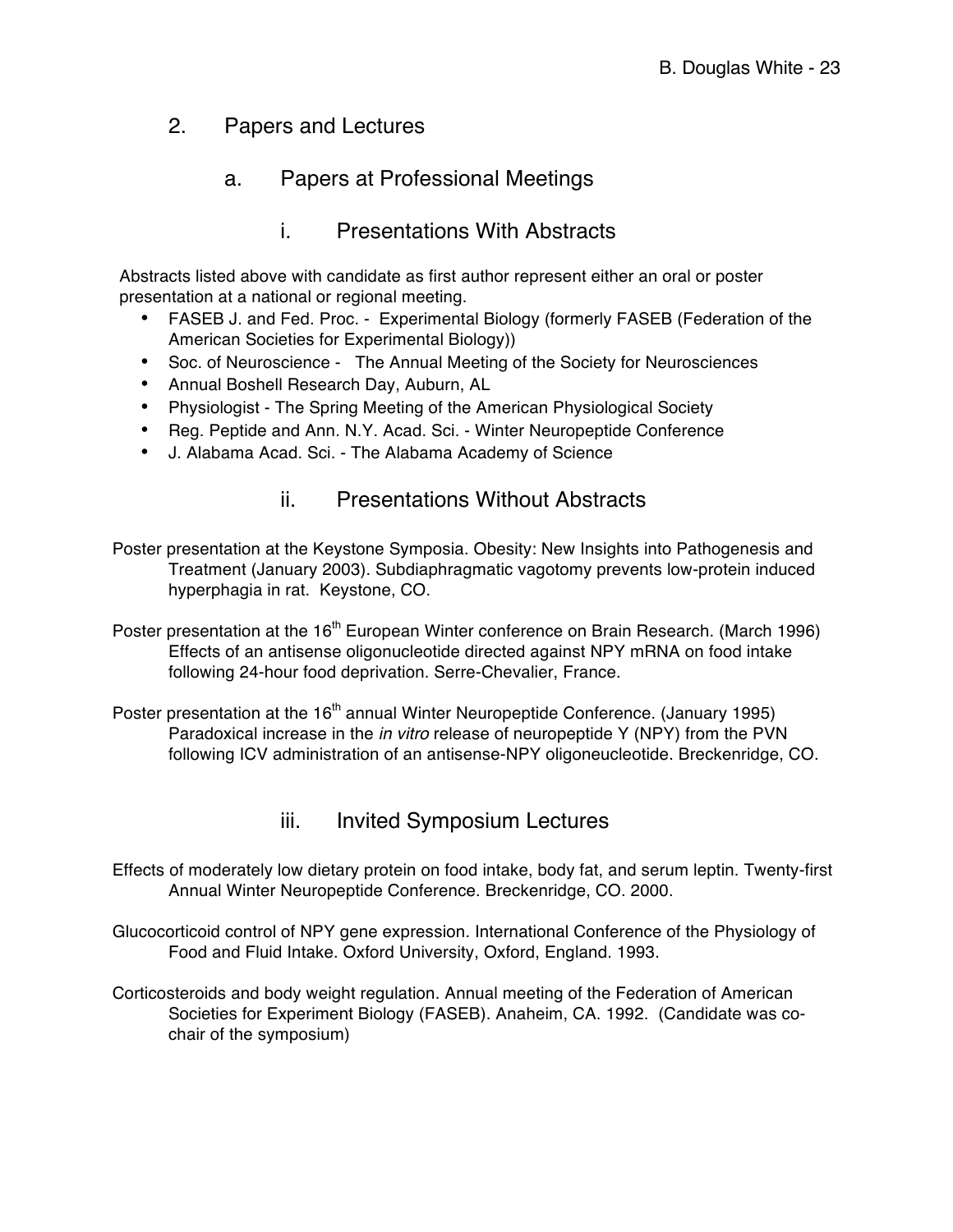## 2. Papers and Lectures

### a. Papers at Professional Meetings

#### i. Presentations With Abstracts

Abstracts listed above with candidate as first author represent either an oral or poster presentation at a national or regional meeting.

- FASEB J. and Fed. Proc. - Experimental Biology (formerly FASEB (Federation of the American Societies for Experimental Biology))
- Soc. of Neuroscience - The Annual Meeting of the Society for Neurosciences
- Annual Boshell Research Day, Auburn, AL
- Physiologist - The Spring Meeting of the American Physiological Society
- Reg. Peptide and Ann. N.Y. Acad. Sci. - Winter Neuropeptide Conference
- J. Alabama Acad. Sci. - The Alabama Academy of Science

#### ii. Presentations Without Abstracts

Poster presentation at the Keystone Symposia. Obesity: New Insights into Pathogenesis and Treatment (January 2003). Subdiaphragmatic vagotomy prevents low-protein induced hyperphagia in rat. Keystone, CO.

Poster presentation at the 16th European Winter conference on Brain Research. (March 1996) Effects of an antisense oligonucleotide directed against NPY mRNA on food intake following 24-hour food deprivation. Serre-Chevalier, France.

Poster presentation at the 16th annual Winter Neuropeptide Conference. (January 1995) Paradoxical increase in the *in vitro* release of neuropeptide Y (NPY) from the PVN following ICV administration of an antisense-NPY oligoneucleotide. Breckenridge, CO.

#### iii. Invited Symposium Lectures

Effects of moderately low dietary protein on food intake, body fat, and serum leptin. Twenty-first Annual Winter Neuropeptide Conference. Breckenridge, CO. 2000.

Glucocorticoid control of NPY gene expression. International Conference of the Physiology of Food and Fluid Intake. Oxford University, Oxford, England. 1993.

Corticosteroids and body weight regulation. Annual meeting of the Federation of American Societies for Experiment Biology (FASEB). Anaheim, CA. 1992. (Candidate was co-chair of the symposium)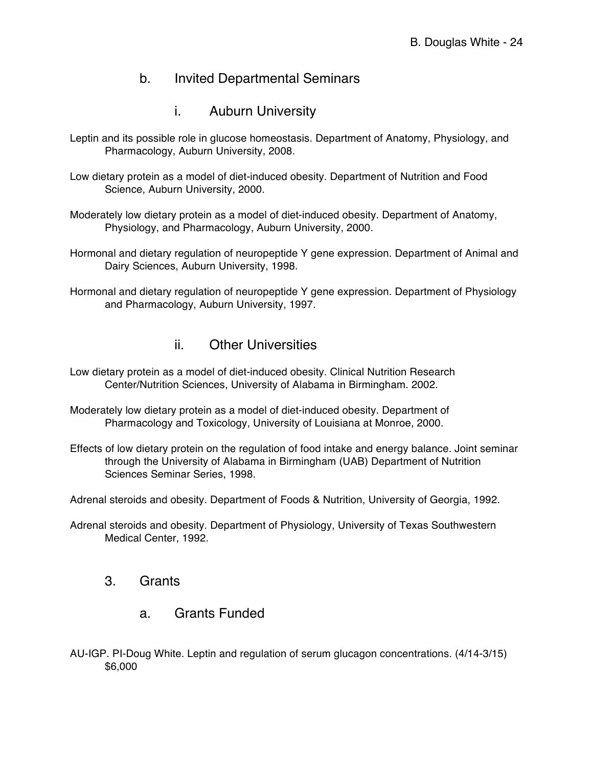### b. Invited Departmental Seminars

#### i. Auburn University

Leptin and its possible role in glucose homeostasis. Department of Anatomy, Physiology, and Pharmacology, Auburn University, 2008.

Low dietary protein as a model of diet-induced obesity. Department of Nutrition and Food Science, Auburn University, 2000.

Moderately low dietary protein as a model of diet-induced obesity. Department of Anatomy, Physiology, and Pharmacology, Auburn University, 2000.

Hormonal and dietary regulation of neuropeptide Y gene expression. Department of Animal and Dairy Sciences, Auburn University, 1998.

Hormonal and dietary regulation of neuropeptide Y gene expression. Department of Physiology and Pharmacology, Auburn University, 1997.

#### ii. Other Universities

Low dietary protein as a model of diet-induced obesity. Clinical Nutrition Research Center/Nutrition Sciences, University of Alabama in Birmingham. 2002.

Moderately low dietary protein as a model of diet-induced obesity. Department of Pharmacology and Toxicology, University of Louisiana at Monroe, 2000.

Effects of low dietary protein on the regulation of food intake and energy balance. Joint seminar through the University of Alabama in Birmingham (UAB) Department of Nutrition Sciences Seminar Series, 1998.

Adrenal steroids and obesity. Department of Foods & Nutrition, University of Georgia, 1992.

Adrenal steroids and obesity. Department of Physiology, University of Texas Southwestern Medical Center, 1992.

## 3. Grants

### a. Grants Funded

AU-IGP. PI-Doug White. Leptin and regulation of serum glucagon concentrations. (4/14-3/15) $6,000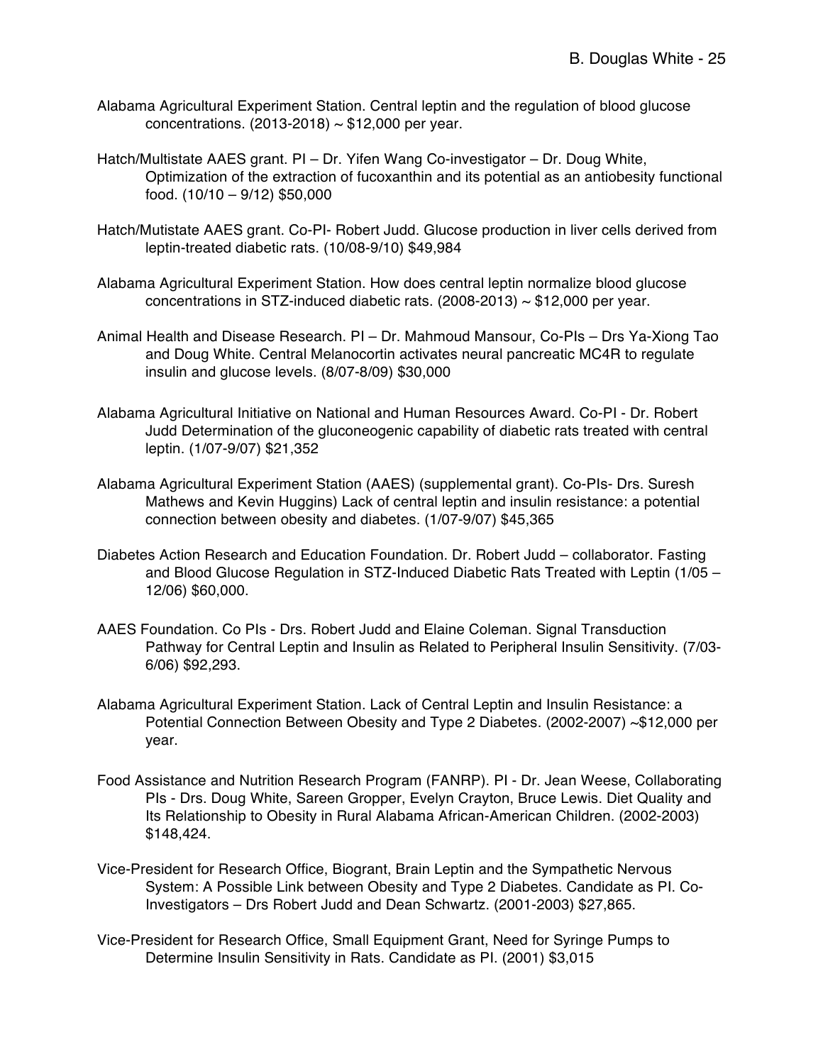Alabama Agricultural Experiment Station. Central leptin and the regulation of blood glucose concentrations. (2013-2018) ~ $12,000 per year.

Hatch/Multistate AAES grant. PI – Dr. Yifen Wang Co-investigator – Dr. Doug White, Optimization of the extraction of fucoxanthin and its potential as an antiobesity functional food. (10/10 – 9/12) $50,000

Hatch/Mutistate AAES grant. Co-PI- Robert Judd. Glucose production in liver cells derived from leptin-treated diabetic rats. (10/08-9/10) $49,984

Alabama Agricultural Experiment Station. How does central leptin normalize blood glucose concentrations in STZ-induced diabetic rats. (2008-2013) ~ $12,000 per year.

Animal Health and Disease Research. PI – Dr. Mahmoud Mansour, Co-PIs – Drs Ya-Xiong Tao and Doug White. Central Melanocortin activates neural pancreatic MC4R to regulate insulin and glucose levels. (8/07-8/09) $30,000

Alabama Agricultural Initiative on National and Human Resources Award. Co-PI - Dr. Robert Judd Determination of the gluconeogenic capability of diabetic rats treated with central leptin. (1/07-9/07) $21,352

Alabama Agricultural Experiment Station (AAES) (supplemental grant). Co-PIs- Drs. Suresh Mathews and Kevin Huggins) Lack of central leptin and insulin resistance: a potential connection between obesity and diabetes. (1/07-9/07) $45,365

Diabetes Action Research and Education Foundation. Dr. Robert Judd – collaborator. Fasting and Blood Glucose Regulation in STZ-Induced Diabetic Rats Treated with Leptin (1/05 – 12/06) $60,000.

AAES Foundation. Co PIs - Drs. Robert Judd and Elaine Coleman. Signal Transduction Pathway for Central Leptin and Insulin as Related to Peripheral Insulin Sensitivity. (7/03-6/06) $92,293.

Alabama Agricultural Experiment Station. Lack of Central Leptin and Insulin Resistance: a Potential Connection Between Obesity and Type 2 Diabetes. (2002-2007) ~$12,000 per year.

Food Assistance and Nutrition Research Program (FANRP). PI - Dr. Jean Weese, Collaborating PIs - Drs. Doug White, Sareen Gropper, Evelyn Crayton, Bruce Lewis. Diet Quality and Its Relationship to Obesity in Rural Alabama African-American Children. (2002-2003) $148,424.

Vice-President for Research Office, Biogrant, Brain Leptin and the Sympathetic Nervous System: A Possible Link between Obesity and Type 2 Diabetes. Candidate as PI. Co-Investigators – Drs Robert Judd and Dean Schwartz. (2001-2003) $27,865.

Vice-President for Research Office, Small Equipment Grant, Need for Syringe Pumps to Determine Insulin Sensitivity in Rats. Candidate as PI. (2001) $3,015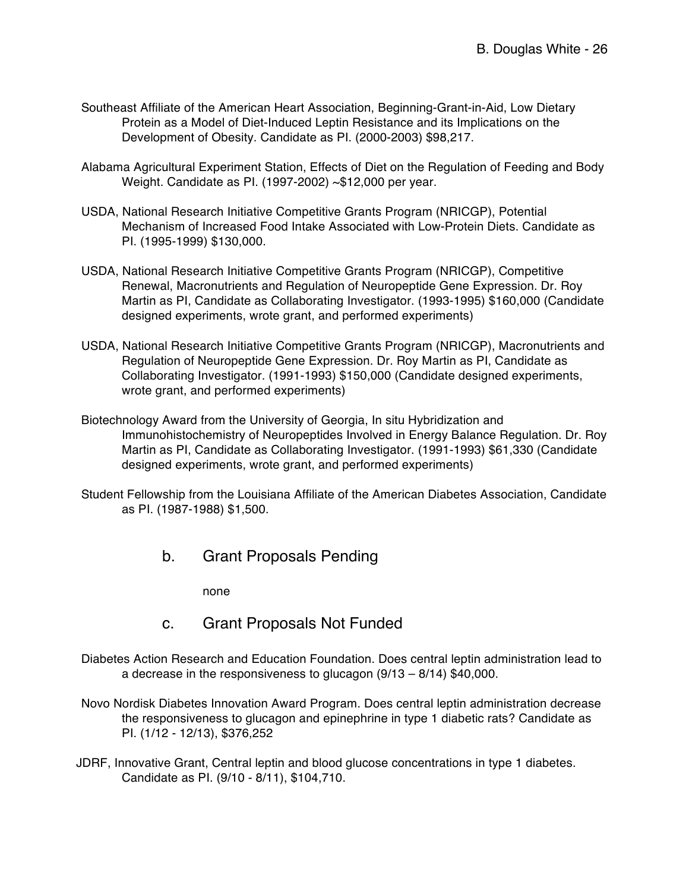Southeast Affiliate of the American Heart Association, Beginning-Grant-in-Aid, Low Dietary Protein as a Model of Diet-Induced Leptin Resistance and its Implications on the Development of Obesity. Candidate as PI. (2000-2003) $98,217.

Alabama Agricultural Experiment Station, Effects of Diet on the Regulation of Feeding and Body Weight. Candidate as PI. (1997-2002) ~$12,000 per year.

USDA, National Research Initiative Competitive Grants Program (NRICGP), Potential Mechanism of Increased Food Intake Associated with Low-Protein Diets. Candidate as PI. (1995-1999) $130,000.

USDA, National Research Initiative Competitive Grants Program (NRICGP), Competitive Renewal, Macronutrients and Regulation of Neuropeptide Gene Expression. Dr. Roy Martin as PI, Candidate as Collaborating Investigator. (1993-1995) $160,000 (Candidate designed experiments, wrote grant, and performed experiments)

USDA, National Research Initiative Competitive Grants Program (NRICGP), Macronutrients and Regulation of Neuropeptide Gene Expression. Dr. Roy Martin as PI, Candidate as Collaborating Investigator. (1991-1993) $150,000 (Candidate designed experiments, wrote grant, and performed experiments)

Biotechnology Award from the University of Georgia, In situ Hybridization and Immunohistochemistry of Neuropeptides Involved in Energy Balance Regulation. Dr. Roy Martin as PI, Candidate as Collaborating Investigator. (1991-1993) $61,330 (Candidate designed experiments, wrote grant, and performed experiments)

Student Fellowship from the Louisiana Affiliate of the American Diabetes Association, Candidate as PI. (1987-1988) $1,500.

## b. Grant Proposals Pending

none

## c. Grant Proposals Not Funded

Diabetes Action Research and Education Foundation. Does central leptin administration lead to a decrease in the responsiveness to glucagon (9/13 – 8/14) $40,000.

Novo Nordisk Diabetes Innovation Award Program. Does central leptin administration decrease the responsiveness to glucagon and epinephrine in type 1 diabetic rats? Candidate as PI. (1/12 - 12/13), $376,252

JDRF, Innovative Grant, Central leptin and blood glucose concentrations in type 1 diabetes. Candidate as PI. (9/10 - 8/11), $104,710.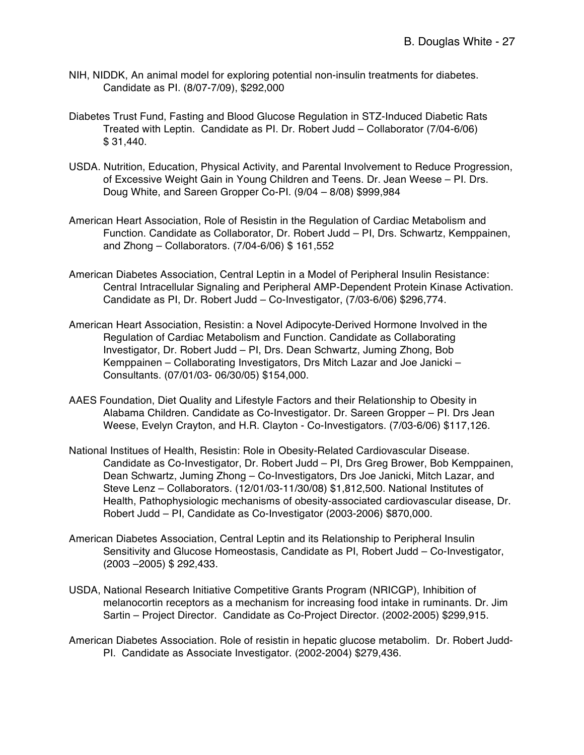NIH, NIDDK, An animal model for exploring potential non-insulin treatments for diabetes. Candidate as PI. (8/07-7/09), $292,000

Diabetes Trust Fund, Fasting and Blood Glucose Regulation in STZ-Induced Diabetic Rats Treated with Leptin. Candidate as PI. Dr. Robert Judd – Collaborator (7/04-6/06) $ 31,440.

USDA. Nutrition, Education, Physical Activity, and Parental Involvement to Reduce Progression, of Excessive Weight Gain in Young Children and Teens. Dr. Jean Weese – PI. Drs. Doug White, and Sareen Gropper Co-PI. (9/04 – 8/08) $999,984

American Heart Association, Role of Resistin in the Regulation of Cardiac Metabolism and Function. Candidate as Collaborator, Dr. Robert Judd – PI, Drs. Schwartz, Kemppainen, and Zhong – Collaborators. (7/04-6/06) $ 161,552

American Diabetes Association, Central Leptin in a Model of Peripheral Insulin Resistance: Central Intracellular Signaling and Peripheral AMP-Dependent Protein Kinase Activation. Candidate as PI, Dr. Robert Judd – Co-Investigator, (7/03-6/06) $296,774.

American Heart Association, Resistin: a Novel Adipocyte-Derived Hormone Involved in the Regulation of Cardiac Metabolism and Function. Candidate as Collaborating Investigator, Dr. Robert Judd – PI, Drs. Dean Schwartz, Juming Zhong, Bob Kemppainen – Collaborating Investigators, Drs Mitch Lazar and Joe Janicki – Consultants. (07/01/03- 06/30/05) $154,000.

AAES Foundation, Diet Quality and Lifestyle Factors and their Relationship to Obesity in Alabama Children. Candidate as Co-Investigator. Dr. Sareen Gropper – PI. Drs Jean Weese, Evelyn Crayton, and H.R. Clayton - Co-Investigators. (7/03-6/06) $117,126.

National Institues of Health, Resistin: Role in Obesity-Related Cardiovascular Disease. Candidate as Co-Investigator, Dr. Robert Judd – PI, Drs Greg Brower, Bob Kemppainen, Dean Schwartz, Juming Zhong – Co-Investigators, Drs Joe Janicki, Mitch Lazar, and Steve Lenz – Collaborators. (12/01/03-11/30/08) $1,812,500. National Institutes of Health, Pathophysiologic mechanisms of obesity-associated cardiovascular disease, Dr. Robert Judd – PI, Candidate as Co-Investigator (2003-2006) $870,000.

American Diabetes Association, Central Leptin and its Relationship to Peripheral Insulin Sensitivity and Glucose Homeostasis, Candidate as PI, Robert Judd – Co-Investigator, (2003 –2005) $ 292,433.

USDA, National Research Initiative Competitive Grants Program (NRICGP), Inhibition of melanocortin receptors as a mechanism for increasing food intake in ruminants. Dr. Jim Sartin – Project Director. Candidate as Co-Project Director. (2002-2005) $299,915.

American Diabetes Association. Role of resistin in hepatic glucose metabolim. Dr. Robert Judd-PI. Candidate as Associate Investigator. (2002-2004) $279,436.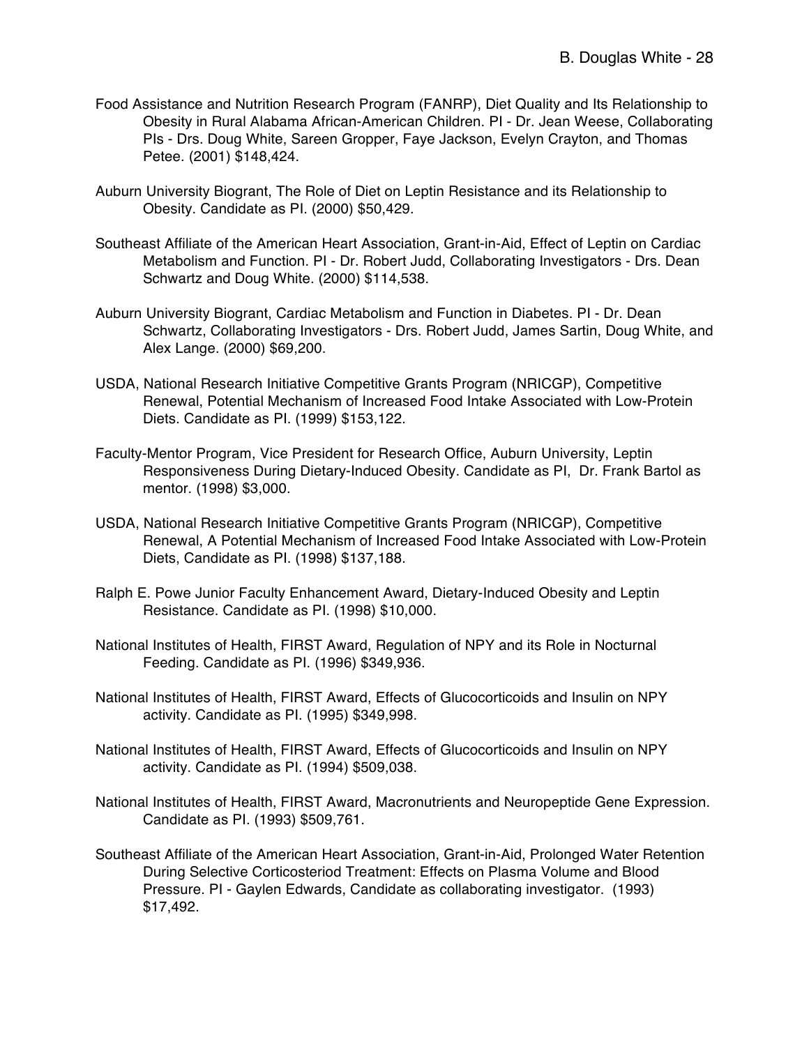Food Assistance and Nutrition Research Program (FANRP), Diet Quality and Its Relationship to Obesity in Rural Alabama African-American Children. PI - Dr. Jean Weese, Collaborating PIs - Drs. Doug White, Sareen Gropper, Faye Jackson, Evelyn Crayton, and Thomas Petee. (2001) $148,424.

Auburn University Biogrant, The Role of Diet on Leptin Resistance and its Relationship to Obesity. Candidate as PI. (2000) $50,429.

Southeast Affiliate of the American Heart Association, Grant-in-Aid, Effect of Leptin on Cardiac Metabolism and Function. PI - Dr. Robert Judd, Collaborating Investigators - Drs. Dean Schwartz and Doug White. (2000) $114,538.

Auburn University Biogrant, Cardiac Metabolism and Function in Diabetes. PI - Dr. Dean Schwartz, Collaborating Investigators - Drs. Robert Judd, James Sartin, Doug White, and Alex Lange. (2000) $69,200.

USDA, National Research Initiative Competitive Grants Program (NRICGP), Competitive Renewal, Potential Mechanism of Increased Food Intake Associated with Low-Protein Diets. Candidate as PI. (1999) $153,122.

Faculty-Mentor Program, Vice President for Research Office, Auburn University, Leptin Responsiveness During Dietary-Induced Obesity. Candidate as PI, Dr. Frank Bartol as mentor. (1998) $3,000.

USDA, National Research Initiative Competitive Grants Program (NRICGP), Competitive Renewal, A Potential Mechanism of Increased Food Intake Associated with Low-Protein Diets, Candidate as PI. (1998) $137,188.

Ralph E. Powe Junior Faculty Enhancement Award, Dietary-Induced Obesity and Leptin Resistance. Candidate as PI. (1998) $10,000.

National Institutes of Health, FIRST Award, Regulation of NPY and its Role in Nocturnal Feeding. Candidate as PI. (1996) $349,936.

National Institutes of Health, FIRST Award, Effects of Glucocorticoids and Insulin on NPY activity. Candidate as PI. (1995) $349,998.

National Institutes of Health, FIRST Award, Effects of Glucocorticoids and Insulin on NPY activity. Candidate as PI. (1994) $509,038.

National Institutes of Health, FIRST Award, Macronutrients and Neuropeptide Gene Expression. Candidate as PI. (1993) $509,761.

Southeast Affiliate of the American Heart Association, Grant-in-Aid, Prolonged Water Retention During Selective Corticosteriod Treatment: Effects on Plasma Volume and Blood Pressure. PI - Gaylen Edwards, Candidate as collaborating investigator. (1993) $17,492.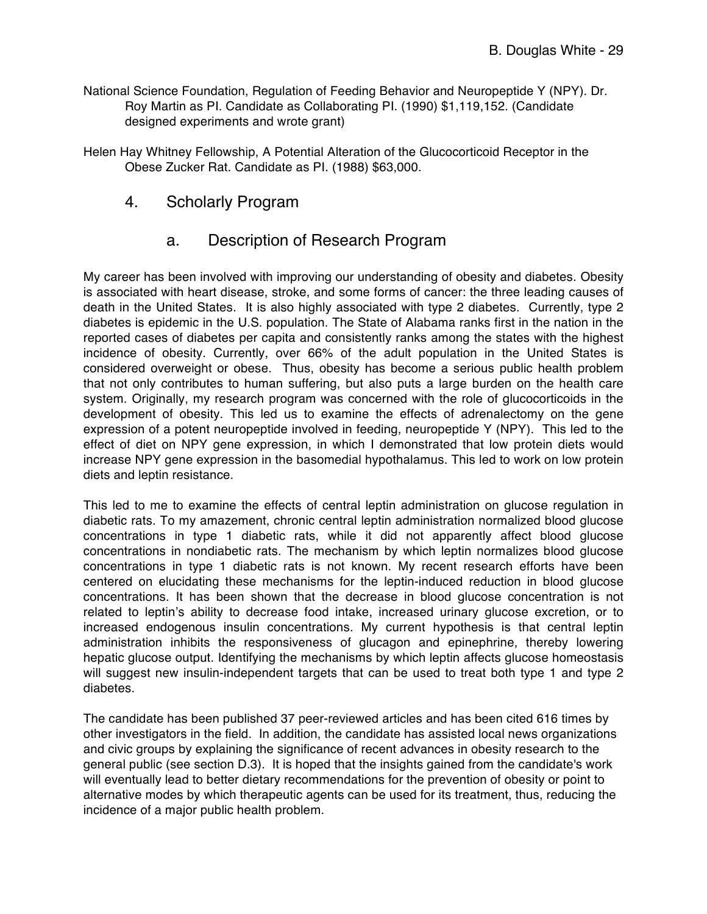National Science Foundation, Regulation of Feeding Behavior and Neuropeptide Y (NPY). Dr. Roy Martin as PI. Candidate as Collaborating PI. (1990) $1,119,152. (Candidate designed experiments and wrote grant)

Helen Hay Whitney Fellowship, A Potential Alteration of the Glucocorticoid Receptor in the Obese Zucker Rat. Candidate as PI. (1988) $63,000.

## 4. Scholarly Program

### a. Description of Research Program

My career has been involved with improving our understanding of obesity and diabetes. Obesity is associated with heart disease, stroke, and some forms of cancer: the three leading causes of death in the United States. It is also highly associated with type 2 diabetes. Currently, type 2 diabetes is epidemic in the U.S. population. The State of Alabama ranks first in the nation in the reported cases of diabetes per capita and consistently ranks among the states with the highest incidence of obesity. Currently, over 66% of the adult population in the United States is considered overweight or obese. Thus, obesity has become a serious public health problem that not only contributes to human suffering, but also puts a large burden on the health care system. Originally, my research program was concerned with the role of glucocorticoids in the development of obesity. This led us to examine the effects of adrenalectomy on the gene expression of a potent neuropeptide involved in feeding, neuropeptide Y (NPY). This led to the effect of diet on NPY gene expression, in which I demonstrated that low protein diets would increase NPY gene expression in the basomedial hypothalamus. This led to work on low protein diets and leptin resistance.

This led to me to examine the effects of central leptin administration on glucose regulation in diabetic rats. To my amazement, chronic central leptin administration normalized blood glucose concentrations in type 1 diabetic rats, while it did not apparently affect blood glucose concentrations in nondiabetic rats. The mechanism by which leptin normalizes blood glucose concentrations in type 1 diabetic rats is not known. My recent research efforts have been centered on elucidating these mechanisms for the leptin-induced reduction in blood glucose concentrations. It has been shown that the decrease in blood glucose concentration is not related to leptin's ability to decrease food intake, increased urinary glucose excretion, or to increased endogenous insulin concentrations. My current hypothesis is that central leptin administration inhibits the responsiveness of glucagon and epinephrine, thereby lowering hepatic glucose output. Identifying the mechanisms by which leptin affects glucose homeostasis will suggest new insulin-independent targets that can be used to treat both type 1 and type 2 diabetes.

The candidate has been published 37 peer-reviewed articles and has been cited 616 times by other investigators in the field. In addition, the candidate has assisted local news organizations and civic groups by explaining the significance of recent advances in obesity research to the general public (see section D.3). It is hoped that the insights gained from the candidate's work will eventually lead to better dietary recommendations for the prevention of obesity or point to alternative modes by which therapeutic agents can be used for its treatment, thus, reducing the incidence of a major public health problem.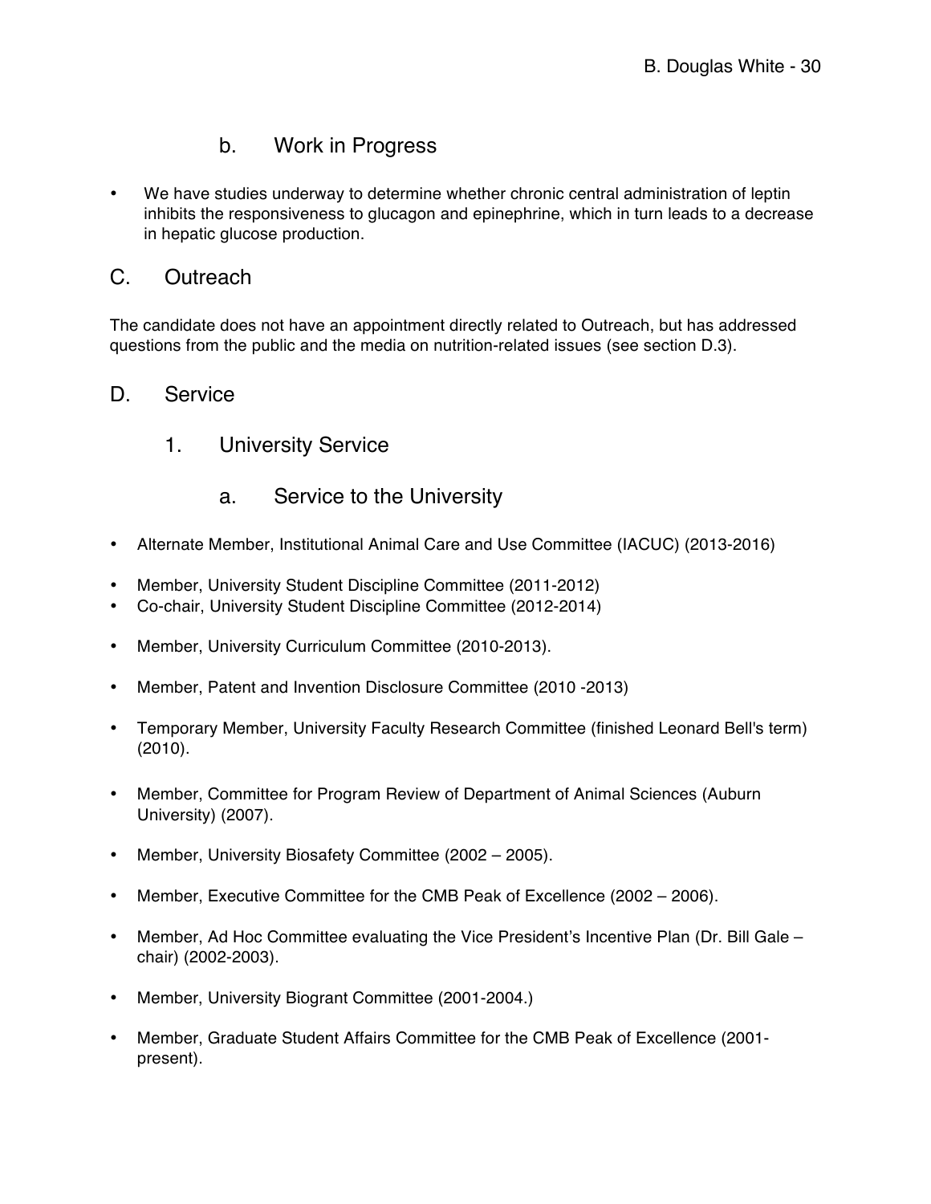### b. Work in Progress

- We have studies underway to determine whether chronic central administration of leptin inhibits the responsiveness to glucagon and epinephrine, which in turn leads to a decrease in hepatic glucose production.

## C. Outreach

The candidate does not have an appointment directly related to Outreach, but has addressed questions from the public and the media on nutrition-related issues (see section D.3).

## D. Service

### 1. University Service

#### a. Service to the University

- Alternate Member, Institutional Animal Care and Use Committee (IACUC) (2013-2016)

- Member, University Student Discipline Committee (2011-2012)
- Co-chair, University Student Discipline Committee (2012-2014)

- Member, University Curriculum Committee (2010-2013).

- Member, Patent and Invention Disclosure Committee (2010 -2013)

- Temporary Member, University Faculty Research Committee (finished Leonard Bell's term) (2010).

- Member, Committee for Program Review of Department of Animal Sciences (Auburn University) (2007).

- Member, University Biosafety Committee (2002 – 2005).

- Member, Executive Committee for the CMB Peak of Excellence (2002 – 2006).

- Member, Ad Hoc Committee evaluating the Vice President's Incentive Plan (Dr. Bill Gale – chair) (2002-2003).

- Member, University Biogrant Committee (2001-2004.)

- Member, Graduate Student Affairs Committee for the CMB Peak of Excellence (2001-present).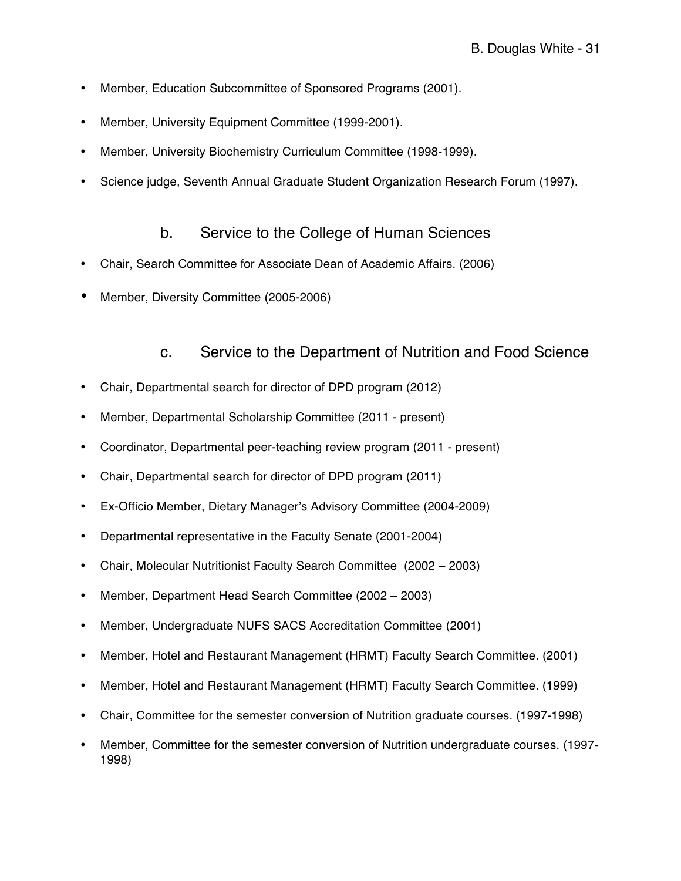- Member, Education Subcommittee of Sponsored Programs (2001).
- Member, University Equipment Committee (1999-2001).
- Member, University Biochemistry Curriculum Committee (1998-1999).
- Science judge, Seventh Annual Graduate Student Organization Research Forum (1997).

### b. Service to the College of Human Sciences

- Chair, Search Committee for Associate Dean of Academic Affairs. (2006)
- Member, Diversity Committee (2005-2006)

### c. Service to the Department of Nutrition and Food Science

- Chair, Departmental search for director of DPD program (2012)
- Member, Departmental Scholarship Committee (2011 - present)
- Coordinator, Departmental peer-teaching review program (2011 - present)
- Chair, Departmental search for director of DPD program (2011)
- Ex-Officio Member, Dietary Manager's Advisory Committee (2004-2009)
- Departmental representative in the Faculty Senate (2001-2004)
- Chair, Molecular Nutritionist Faculty Search Committee (2002 – 2003)
- Member, Department Head Search Committee (2002 – 2003)
- Member, Undergraduate NUFS SACS Accreditation Committee (2001)
- Member, Hotel and Restaurant Management (HRMT) Faculty Search Committee. (2001)
- Member, Hotel and Restaurant Management (HRMT) Faculty Search Committee. (1999)
- Chair, Committee for the semester conversion of Nutrition graduate courses. (1997-1998)
- Member, Committee for the semester conversion of Nutrition undergraduate courses. (1997-1998)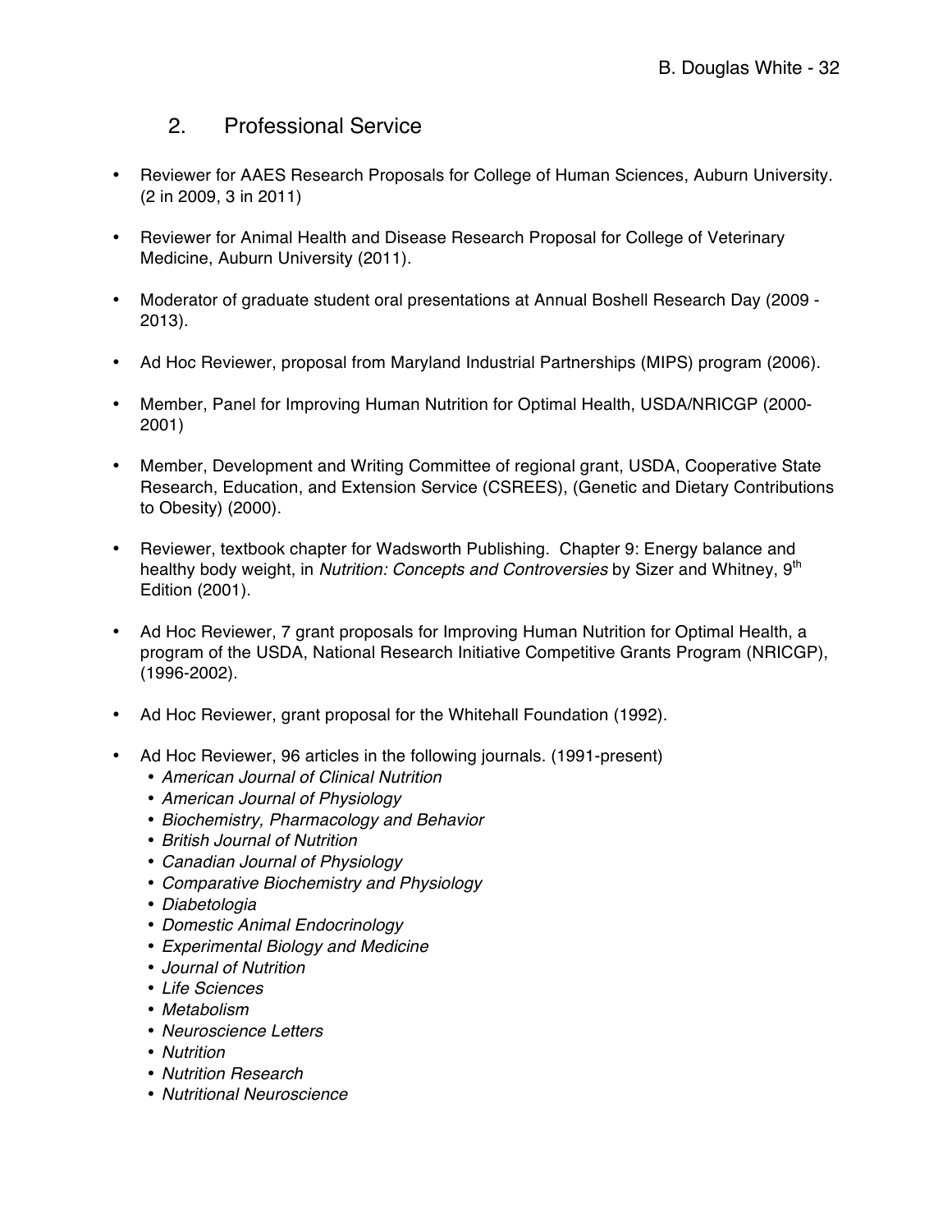## 2. Professional Service

- Reviewer for AAES Research Proposals for College of Human Sciences, Auburn University. (2 in 2009, 3 in 2011)
- Reviewer for Animal Health and Disease Research Proposal for College of Veterinary Medicine, Auburn University (2011).
- Moderator of graduate student oral presentations at Annual Boshell Research Day (2009 - 2013).
- Ad Hoc Reviewer, proposal from Maryland Industrial Partnerships (MIPS) program (2006).
- Member, Panel for Improving Human Nutrition for Optimal Health, USDA/NRICGP (2000-2001)
- Member, Development and Writing Committee of regional grant, USDA, Cooperative State Research, Education, and Extension Service (CSREES), (Genetic and Dietary Contributions to Obesity) (2000).
- Reviewer, textbook chapter for Wadsworth Publishing. Chapter 9: Energy balance and healthy body weight, in *Nutrition: Concepts and Controversies* by Sizer and Whitney, 9th Edition (2001).
- Ad Hoc Reviewer, 7 grant proposals for Improving Human Nutrition for Optimal Health, a program of the USDA, National Research Initiative Competitive Grants Program (NRICGP), (1996-2002).
- Ad Hoc Reviewer, grant proposal for the Whitehall Foundation (1992).
- Ad Hoc Reviewer, 96 articles in the following journals. (1991-present)
  - *American Journal of Clinical Nutrition*
  - *American Journal of Physiology*
  - *Biochemistry, Pharmacology and Behavior*
  - *British Journal of Nutrition*
  - *Canadian Journal of Physiology*
  - *Comparative Biochemistry and Physiology*
  - *Diabetologia*
  - *Domestic Animal Endocrinology*
  - *Experimental Biology and Medicine*
  - *Journal of Nutrition*
  - *Life Sciences*
  - *Metabolism*
  - *Neuroscience Letters*
  - *Nutrition*
  - *Nutrition Research*
  - *Nutritional Neuroscience*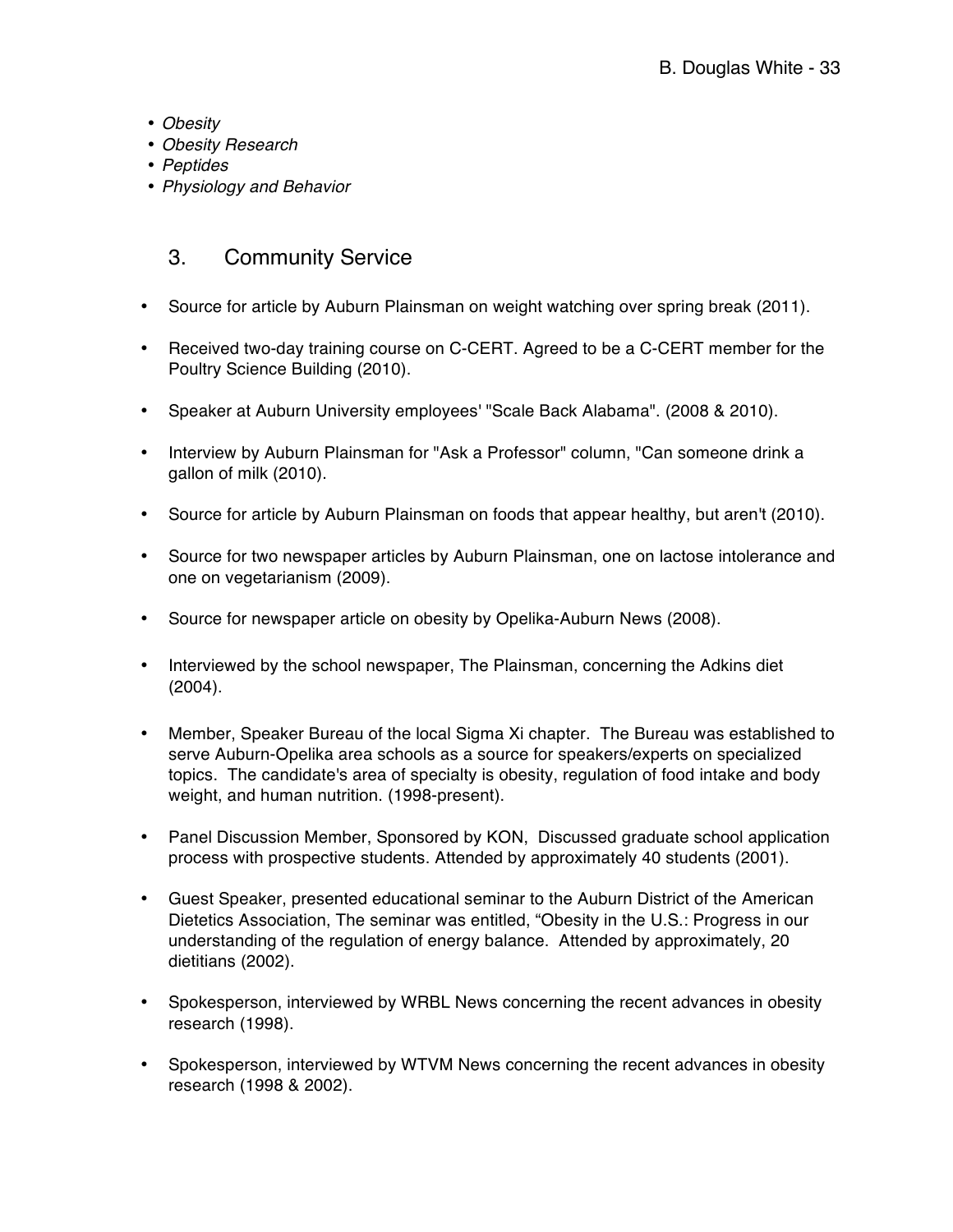- *Obesity*
- *Obesity Research*
- *Peptides*
- *Physiology and Behavior*

## 3. Community Service

- Source for article by Auburn Plainsman on weight watching over spring break (2011).
- Received two-day training course on C-CERT. Agreed to be a C-CERT member for the Poultry Science Building (2010).
- Speaker at Auburn University employees' "Scale Back Alabama". (2008 & 2010).
- Interview by Auburn Plainsman for "Ask a Professor" column, "Can someone drink a gallon of milk (2010).
- Source for article by Auburn Plainsman on foods that appear healthy, but aren't (2010).
- Source for two newspaper articles by Auburn Plainsman, one on lactose intolerance and one on vegetarianism (2009).
- Source for newspaper article on obesity by Opelika-Auburn News (2008).
- Interviewed by the school newspaper, The Plainsman, concerning the Adkins diet (2004).
- Member, Speaker Bureau of the local Sigma Xi chapter. The Bureau was established to serve Auburn-Opelika area schools as a source for speakers/experts on specialized topics. The candidate's area of specialty is obesity, regulation of food intake and body weight, and human nutrition. (1998-present).
- Panel Discussion Member, Sponsored by KON, Discussed graduate school application process with prospective students. Attended by approximately 40 students (2001).
- Guest Speaker, presented educational seminar to the Auburn District of the American Dietetics Association, The seminar was entitled, "Obesity in the U.S.: Progress in our understanding of the regulation of energy balance. Attended by approximately, 20 dietitians (2002).
- Spokesperson, interviewed by WRBL News concerning the recent advances in obesity research (1998).
- Spokesperson, interviewed by WTVM News concerning the recent advances in obesity research (1998 & 2002).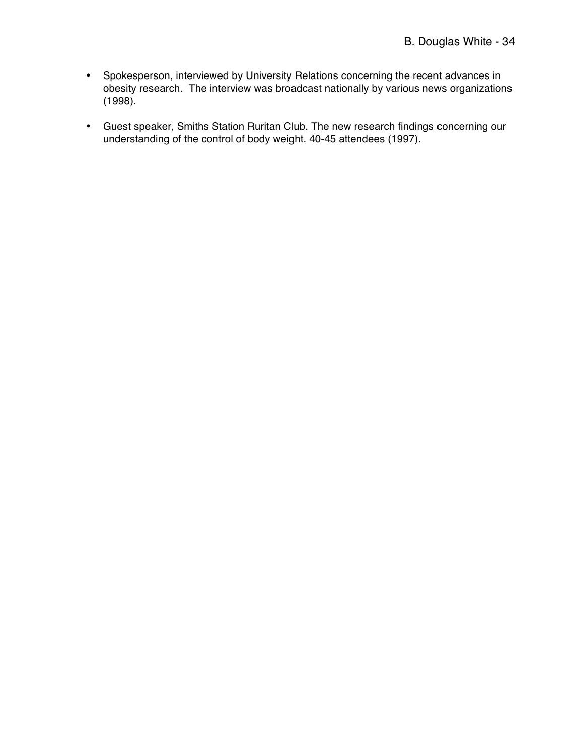- Spokesperson, interviewed by University Relations concerning the recent advances in obesity research. The interview was broadcast nationally by various news organizations (1998).

- Guest speaker, Smiths Station Ruritan Club. The new research findings concerning our understanding of the control of body weight. 40-45 attendees (1997).